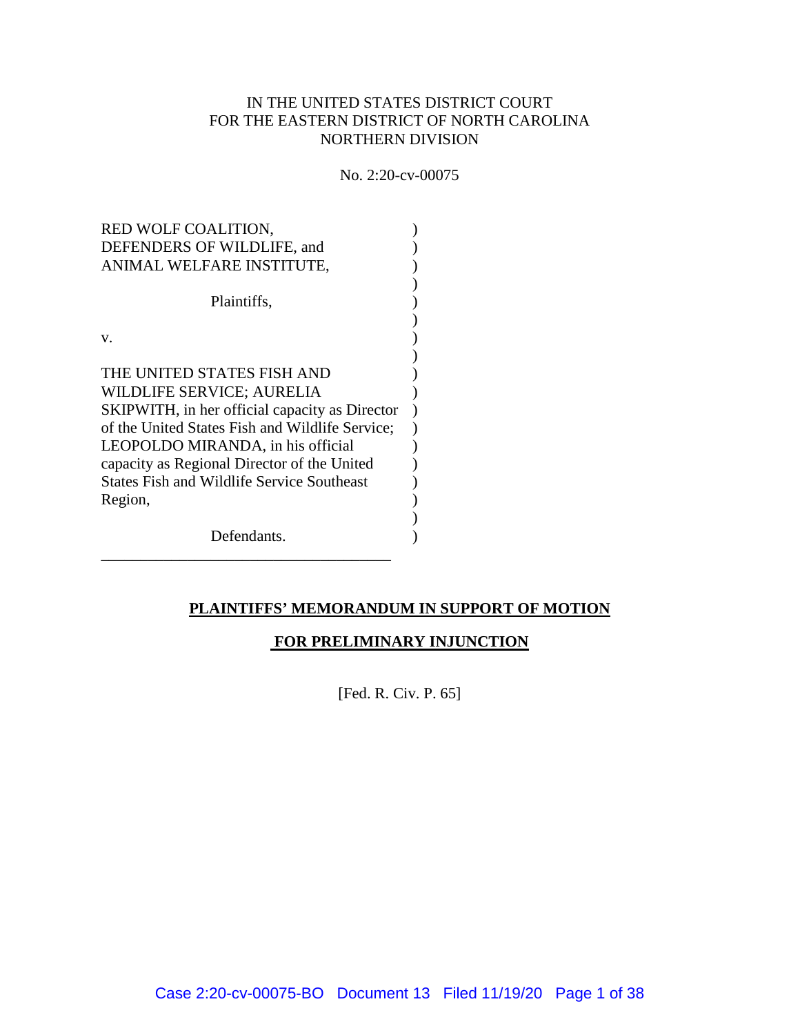IN THE UNITED STATES DISTRICT COURT
FOR THE EASTERN DISTRICT OF NORTH CAROLINA
NORTHERN DIVISION

No. 2:20-cv-00075

RED WOLF COALITION,
DEFENDERS OF WILDLIFE, and
ANIMAL WELFARE INSTITUTE,

Plaintiffs,

v.

THE UNITED STATES FISH AND WILDLIFE SERVICE; AURELIA SKIPWITH, in her official capacity as Director of the United States Fish and Wildlife Service; LEOPOLDO MIRANDA, in his official capacity as Regional Director of the United States Fish and Wildlife Service Southeast Region,

Defendants.

---

**PLAINTIFFS' MEMORANDUM IN SUPPORT OF MOTION**

**FOR PRELIMINARY INJUNCTION**

[Fed. R. Civ. P. 65]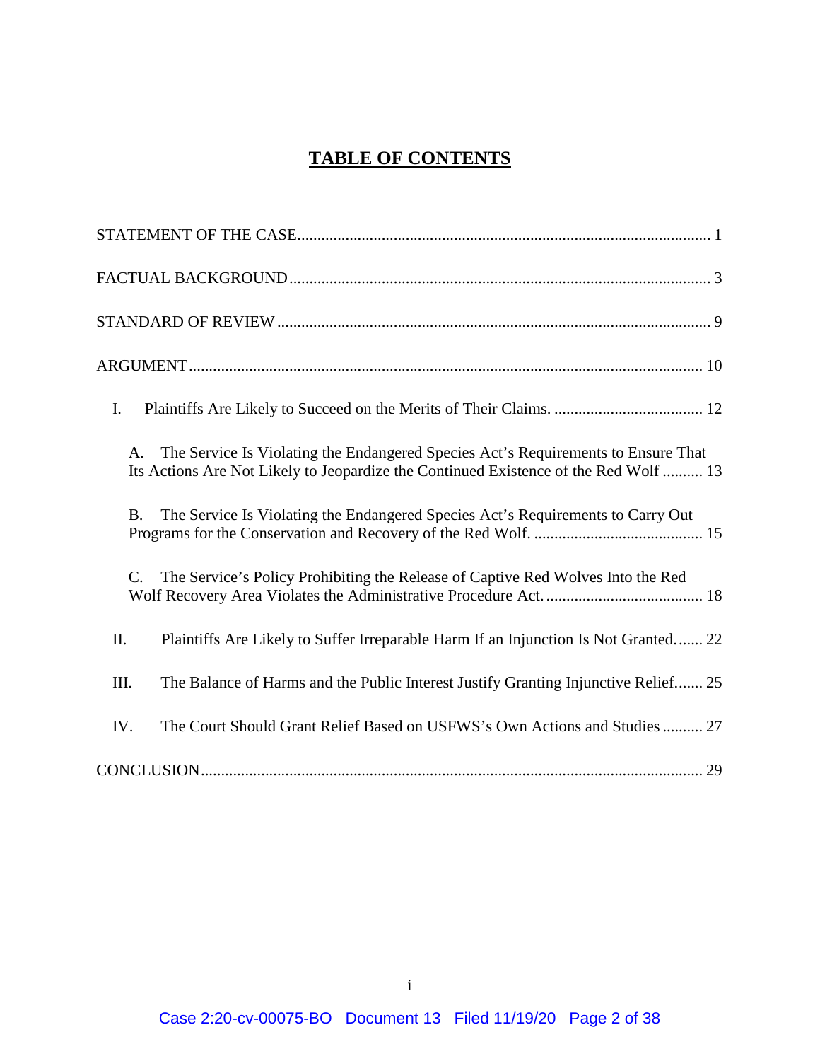# TABLE OF CONTENTS

STATEMENT OF THE CASE .......... 1

FACTUAL BACKGROUND .......... 3

STANDARD OF REVIEW .......... 9

ARGUMENT .......... 10

I. Plaintiffs Are Likely to Succeed on the Merits of Their Claims. .......... 12

A. The Service Is Violating the Endangered Species Act's Requirements to Ensure That Its Actions Are Not Likely to Jeopardize the Continued Existence of the Red Wolf .......... 13

B. The Service Is Violating the Endangered Species Act's Requirements to Carry Out Programs for the Conservation and Recovery of the Red Wolf. .......... 15

C. The Service's Policy Prohibiting the Release of Captive Red Wolves Into the Red Wolf Recovery Area Violates the Administrative Procedure Act. .......... 18

II. Plaintiffs Are Likely to Suffer Irreparable Harm If an Injunction Is Not Granted. .......... 22

III. The Balance of Harms and the Public Interest Justify Granting Injunctive Relief .......... 25

IV. The Court Should Grant Relief Based on USFWS's Own Actions and Studies .......... 27

CONCLUSION .......... 29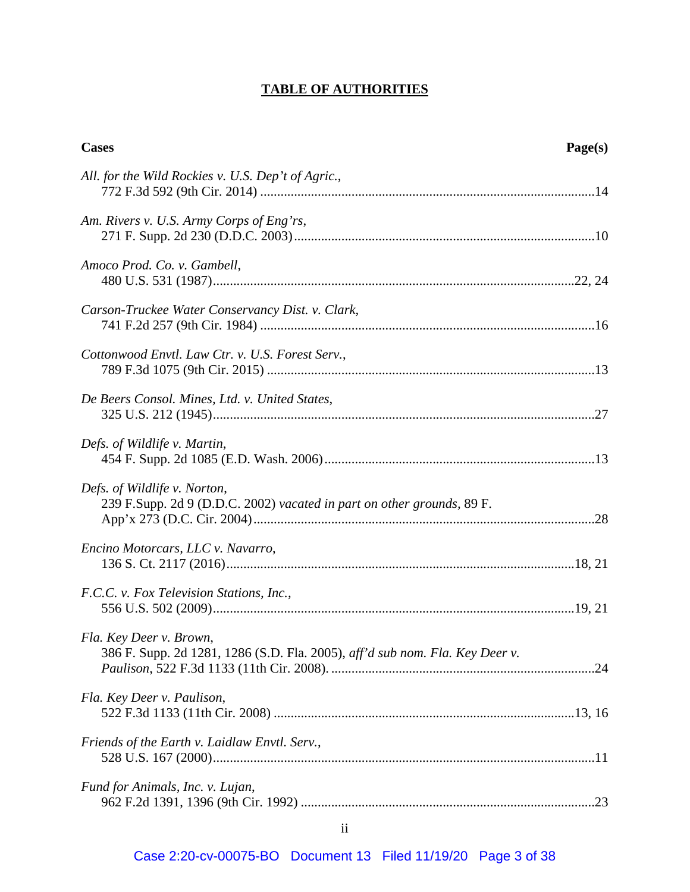# TABLE OF AUTHORITIES

**Cases** | **Page(s)**

*All. for the Wild Rockies v. U.S. Dep't of Agric.*,
772 F.3d 592 (9th Cir. 2014) ....................................................................................................14

*Am. Rivers v. U.S. Army Corps of Eng'rs*,
271 F. Supp. 2d 230 (D.D.C. 2003)........................................................................................10

*Amoco Prod. Co. v. Gambell*,
480 U.S. 531 (1987)..........................................................................................................22, 24

*Carson-Truckee Water Conservancy Dist. v. Clark*,
741 F.2d 257 (9th Cir. 1984) ....................................................................................................16

*Cottonwood Envtl. Law Ctr. v. U.S. Forest Serv.*,
789 F.3d 1075 (9th Cir. 2015) ..................................................................................................13

*De Beers Consol. Mines, Ltd. v. United States*,
325 U.S. 212 (1945).................................................................................................................27

*Defs. of Wildlife v. Martin*,
454 F. Supp. 2d 1085 (E.D. Wash. 2006)...............................................................................13

*Defs. of Wildlife v. Norton*,
239 F.Supp. 2d 9 (D.D.C. 2002) *vacated in part on other grounds*, 89 F. App'x 273 (D.C. Cir. 2004).....................................................................................................28

*Encino Motorcars, LLC v. Navarro*,
136 S. Ct. 2117 (2016).......................................................................................................18, 21

*F.C.C. v. Fox Television Stations, Inc.*,
556 U.S. 502 (2009)..........................................................................................................19, 21

*Fla. Key Deer v. Brown*,
386 F. Supp. 2d 1281, 1286 (S.D. Fla. 2005), *aff'd sub nom. Fla. Key Deer v. Paulison*, 522 F.3d 1133 (11th Cir. 2008). .............................................................................24

*Fla. Key Deer v. Paulison*,
522 F.3d 1133 (11th Cir. 2008) .........................................................................................13, 16

*Friends of the Earth v. Laidlaw Envtl. Serv.*,
528 U.S. 167 (2000)...............................................................................................................11

*Fund for Animals, Inc. v. Lujan*,
962 F.2d 1391, 1396 (9th Cir. 1992) .......................................................................................23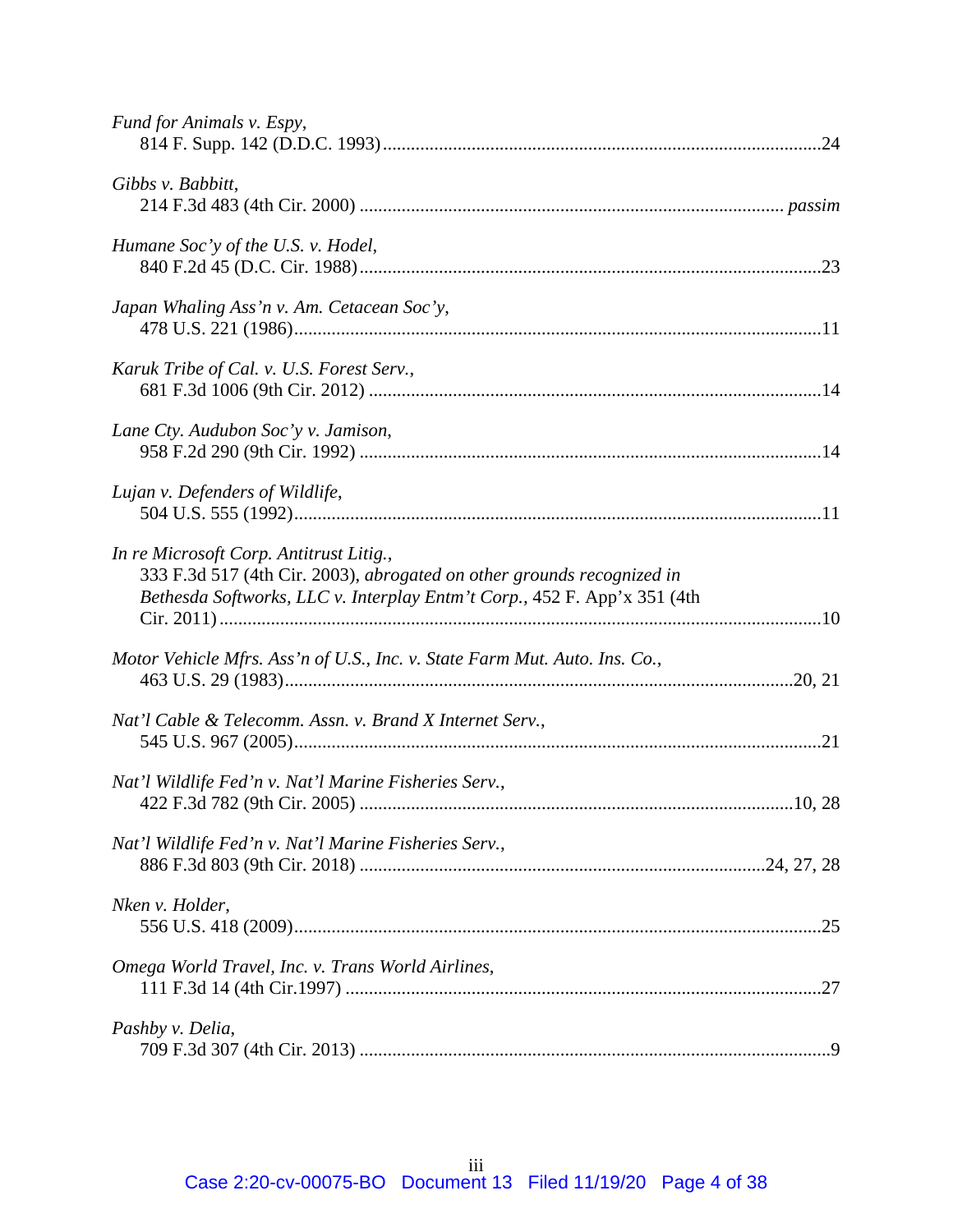*Fund for Animals v. Espy*,
814 F. Supp. 142 (D.D.C. 1993)........................................................................................24

*Gibbs v. Babbitt*,
214 F.3d 483 (4th Cir. 2000) ..................................................................................... *passim*

*Humane Soc'y of the U.S. v. Hodel*,
840 F.2d 45 (D.C. Cir. 1988)...............................................................................................23

*Japan Whaling Ass'n v. Am. Cetacean Soc'y*,
478 U.S. 221 (1986).............................................................................................................11

*Karuk Tribe of Cal. v. U.S. Forest Serv.*,
681 F.3d 1006 (9th Cir. 2012) .............................................................................................14

*Lane Cty. Audubon Soc'y v. Jamison*,
958 F.2d 290 (9th Cir. 1992) ...............................................................................................14

*Lujan v. Defenders of Wildlife*,
504 U.S. 555 (1992).............................................................................................................11

*In re Microsoft Corp. Antitrust Litig.*,
333 F.3d 517 (4th Cir. 2003), *abrogated on other grounds recognized in Bethesda Softworks, LLC v. Interplay Entm't Corp.*, 452 F. App'x 351 (4th Cir. 2011)..........................................................................................................................10

*Motor Vehicle Mfrs. Ass'n of U.S., Inc. v. State Farm Mut. Auto. Ins. Co.*,
463 U.S. 29 (1983).........................................................................................................20, 21

*Nat'l Cable & Telecomm. Assn. v. Brand X Internet Serv.*,
545 U.S. 967 (2005).............................................................................................................21

*Nat'l Wildlife Fed'n v. Nat'l Marine Fisheries Serv.*,
422 F.3d 782 (9th Cir. 2005) .........................................................................................10, 28

*Nat'l Wildlife Fed'n v. Nat'l Marine Fisheries Serv.*,
886 F.3d 803 (9th Cir. 2018) ...................................................................................24, 27, 28

*Nken v. Holder*,
556 U.S. 418 (2009).............................................................................................................25

*Omega World Travel, Inc. v. Trans World Airlines*,
111 F.3d 14 (4th Cir.1997) ...................................................................................................27

*Pashby v. Delia*,
709 F.3d 307 (4th Cir. 2013) .................................................................................................9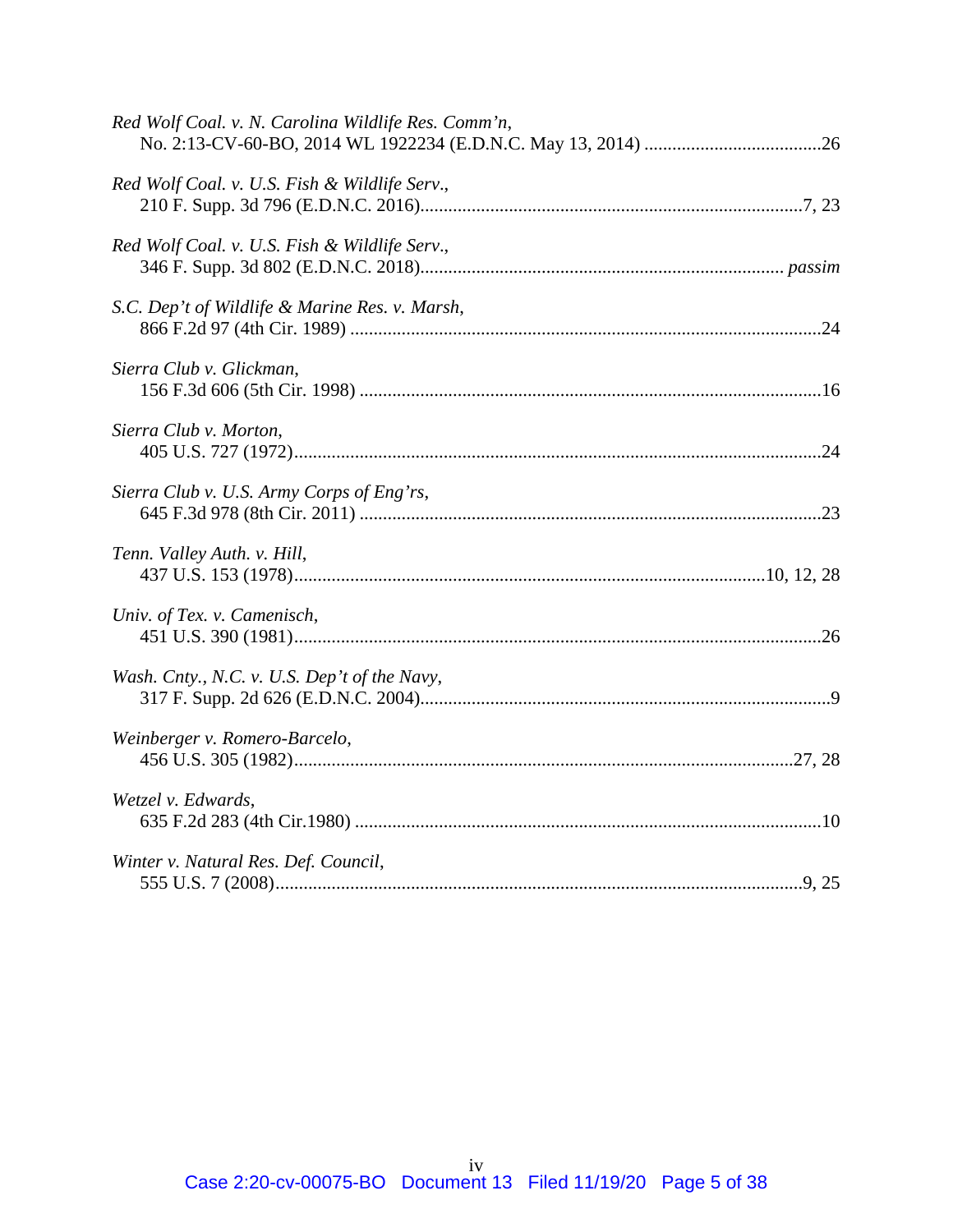*Red Wolf Coal. v. N. Carolina Wildlife Res. Comm'n*,
No. 2:13-CV-60-BO, 2014 WL 1922234 (E.D.N.C. May 13, 2014) ......................................26

*Red Wolf Coal. v. U.S. Fish & Wildlife Serv.*,
210 F. Supp. 3d 796 (E.D.N.C. 2016)..................................................................................7, 23

*Red Wolf Coal. v. U.S. Fish & Wildlife Serv.*,
346 F. Supp. 3d 802 (E.D.N.C. 2018).............................................................................. *passim*

*S.C. Dep't of Wildlife & Marine Res. v. Marsh*,
866 F.2d 97 (4th Cir. 1989) .....................................................................................................24

*Sierra Club v. Glickman*,
156 F.3d 606 (5th Cir. 1998) ...................................................................................................16

*Sierra Club v. Morton*,
405 U.S. 727 (1972).................................................................................................................24

*Sierra Club v. U.S. Army Corps of Eng'rs*,
645 F.3d 978 (8th Cir. 2011) ...................................................................................................23

*Tenn. Valley Auth. v. Hill*,
437 U.S. 153 (1978)....................................................................................................10, 12, 28

*Univ. of Tex. v. Camenisch*,
451 U.S. 390 (1981).................................................................................................................26

*Wash. Cnty., N.C. v. U.S. Dep't of the Navy*,
317 F. Supp. 2d 626 (E.D.N.C. 2004).......................................................................................9

*Weinberger v. Romero-Barcelo*,
456 U.S. 305 (1982)..........................................................................................................27, 28

*Wetzel v. Edwards*,
635 F.2d 283 (4th Cir.1980) ....................................................................................................10

*Winter v. Natural Res. Def. Council*,
555 U.S. 7 (2008)................................................................................................................9, 25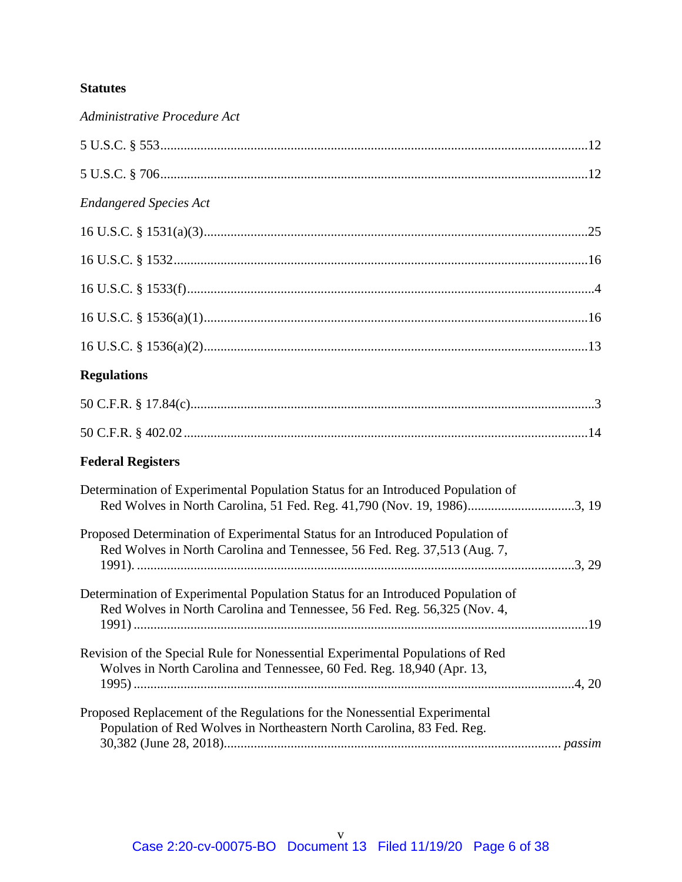**Statutes**

*Administrative Procedure Act*

5 U.S.C. § 553 .......... 12

5 U.S.C. § 706 .......... 12

*Endangered Species Act*

16 U.S.C. § 1531(a)(3) .......... 25

16 U.S.C. § 1532 .......... 16

16 U.S.C. § 1533(f) .......... 4

16 U.S.C. § 1536(a)(1) .......... 16

16 U.S.C. § 1536(a)(2) .......... 13

**Regulations**

50 C.F.R. § 17.84(c) .......... 3

50 C.F.R. § 402.02 .......... 14

**Federal Registers**

Determination of Experimental Population Status for an Introduced Population of Red Wolves in North Carolina, 51 Fed. Reg. 41,790 (Nov. 19, 1986) .......... 3, 19

Proposed Determination of Experimental Status for an Introduced Population of Red Wolves in North Carolina and Tennessee, 56 Fed. Reg. 37,513 (Aug. 7, 1991). .......... 3, 29

Determination of Experimental Population Status for an Introduced Population of Red Wolves in North Carolina and Tennessee, 56 Fed. Reg. 56,325 (Nov. 4, 1991) .......... 19

Revision of the Special Rule for Nonessential Experimental Populations of Red Wolves in North Carolina and Tennessee, 60 Fed. Reg. 18,940 (Apr. 13, 1995) .......... 4, 20

Proposed Replacement of the Regulations for the Nonessential Experimental Population of Red Wolves in Northeastern North Carolina, 83 Fed. Reg. 30,382 (June 28, 2018) .......... *passim*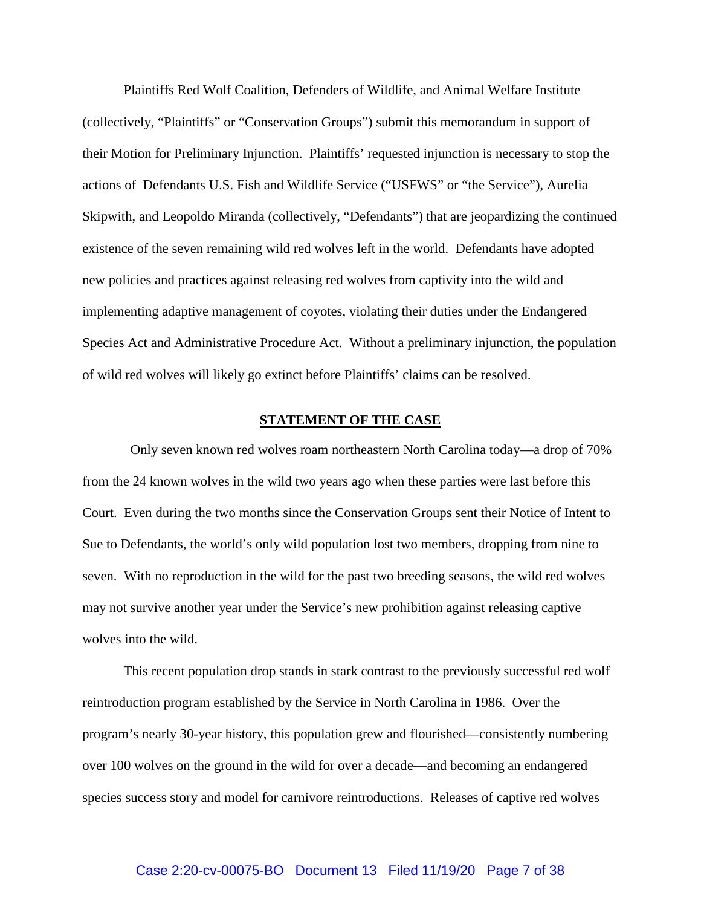Plaintiffs Red Wolf Coalition, Defenders of Wildlife, and Animal Welfare Institute (collectively, "Plaintiffs" or "Conservation Groups") submit this memorandum in support of their Motion for Preliminary Injunction. Plaintiffs' requested injunction is necessary to stop the actions of Defendants U.S. Fish and Wildlife Service ("USFWS" or "the Service"), Aurelia Skipwith, and Leopoldo Miranda (collectively, "Defendants") that are jeopardizing the continued existence of the seven remaining wild red wolves left in the world. Defendants have adopted new policies and practices against releasing red wolves from captivity into the wild and implementing adaptive management of coyotes, violating their duties under the Endangered Species Act and Administrative Procedure Act. Without a preliminary injunction, the population of wild red wolves will likely go extinct before Plaintiffs' claims can be resolved.

## STATEMENT OF THE CASE

Only seven known red wolves roam northeastern North Carolina today—a drop of 70% from the 24 known wolves in the wild two years ago when these parties were last before this Court. Even during the two months since the Conservation Groups sent their Notice of Intent to Sue to Defendants, the world's only wild population lost two members, dropping from nine to seven. With no reproduction in the wild for the past two breeding seasons, the wild red wolves may not survive another year under the Service's new prohibition against releasing captive wolves into the wild.

This recent population drop stands in stark contrast to the previously successful red wolf reintroduction program established by the Service in North Carolina in 1986. Over the program's nearly 30-year history, this population grew and flourished—consistently numbering over 100 wolves on the ground in the wild for over a decade—and becoming an endangered species success story and model for carnivore reintroductions. Releases of captive red wolves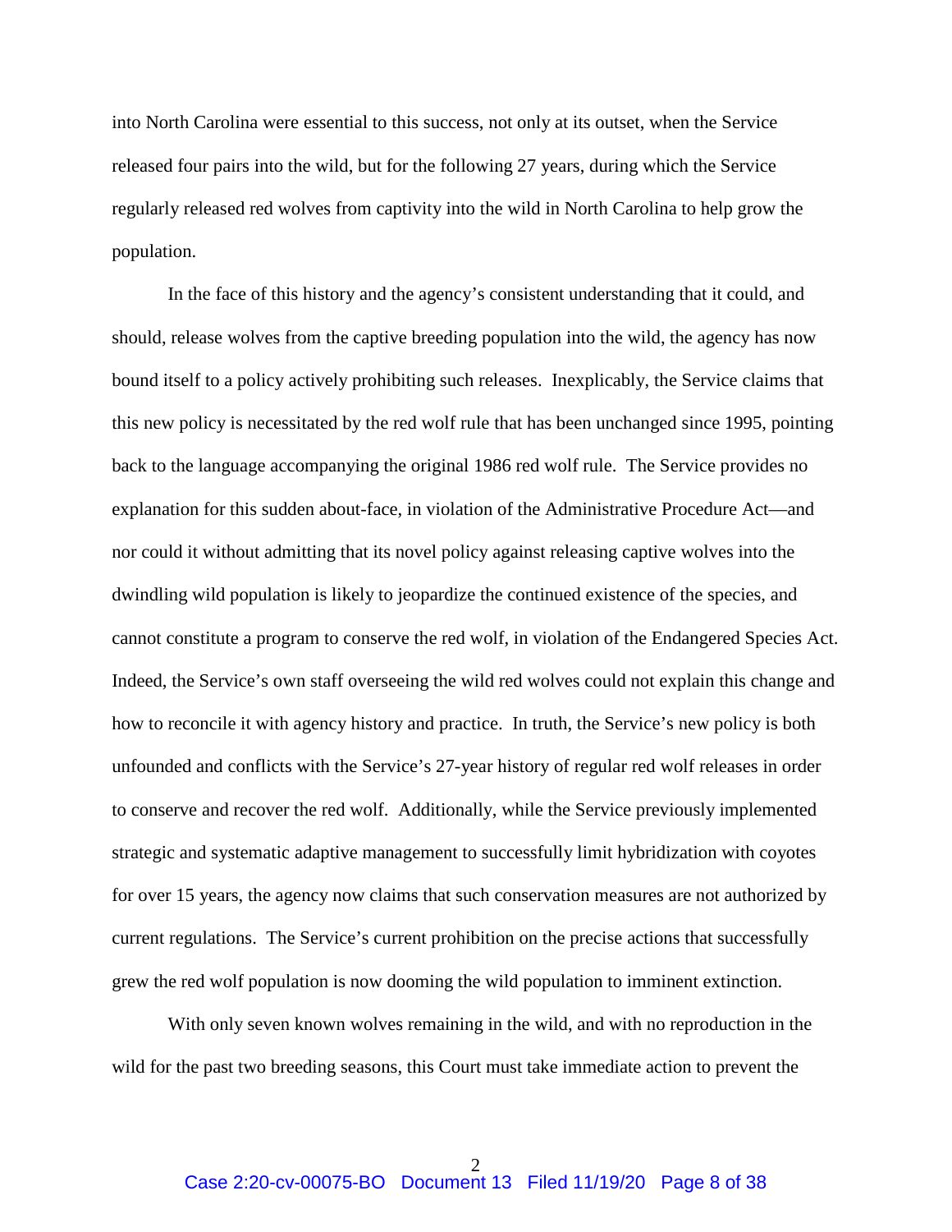into North Carolina were essential to this success, not only at its outset, when the Service released four pairs into the wild, but for the following 27 years, during which the Service regularly released red wolves from captivity into the wild in North Carolina to help grow the population.

In the face of this history and the agency's consistent understanding that it could, and should, release wolves from the captive breeding population into the wild, the agency has now bound itself to a policy actively prohibiting such releases. Inexplicably, the Service claims that this new policy is necessitated by the red wolf rule that has been unchanged since 1995, pointing back to the language accompanying the original 1986 red wolf rule. The Service provides no explanation for this sudden about-face, in violation of the Administrative Procedure Act—and nor could it without admitting that its novel policy against releasing captive wolves into the dwindling wild population is likely to jeopardize the continued existence of the species, and cannot constitute a program to conserve the red wolf, in violation of the Endangered Species Act. Indeed, the Service's own staff overseeing the wild red wolves could not explain this change and how to reconcile it with agency history and practice. In truth, the Service's new policy is both unfounded and conflicts with the Service's 27-year history of regular red wolf releases in order to conserve and recover the red wolf. Additionally, while the Service previously implemented strategic and systematic adaptive management to successfully limit hybridization with coyotes for over 15 years, the agency now claims that such conservation measures are not authorized by current regulations. The Service's current prohibition on the precise actions that successfully grew the red wolf population is now dooming the wild population to imminent extinction.

With only seven known wolves remaining in the wild, and with no reproduction in the wild for the past two breeding seasons, this Court must take immediate action to prevent the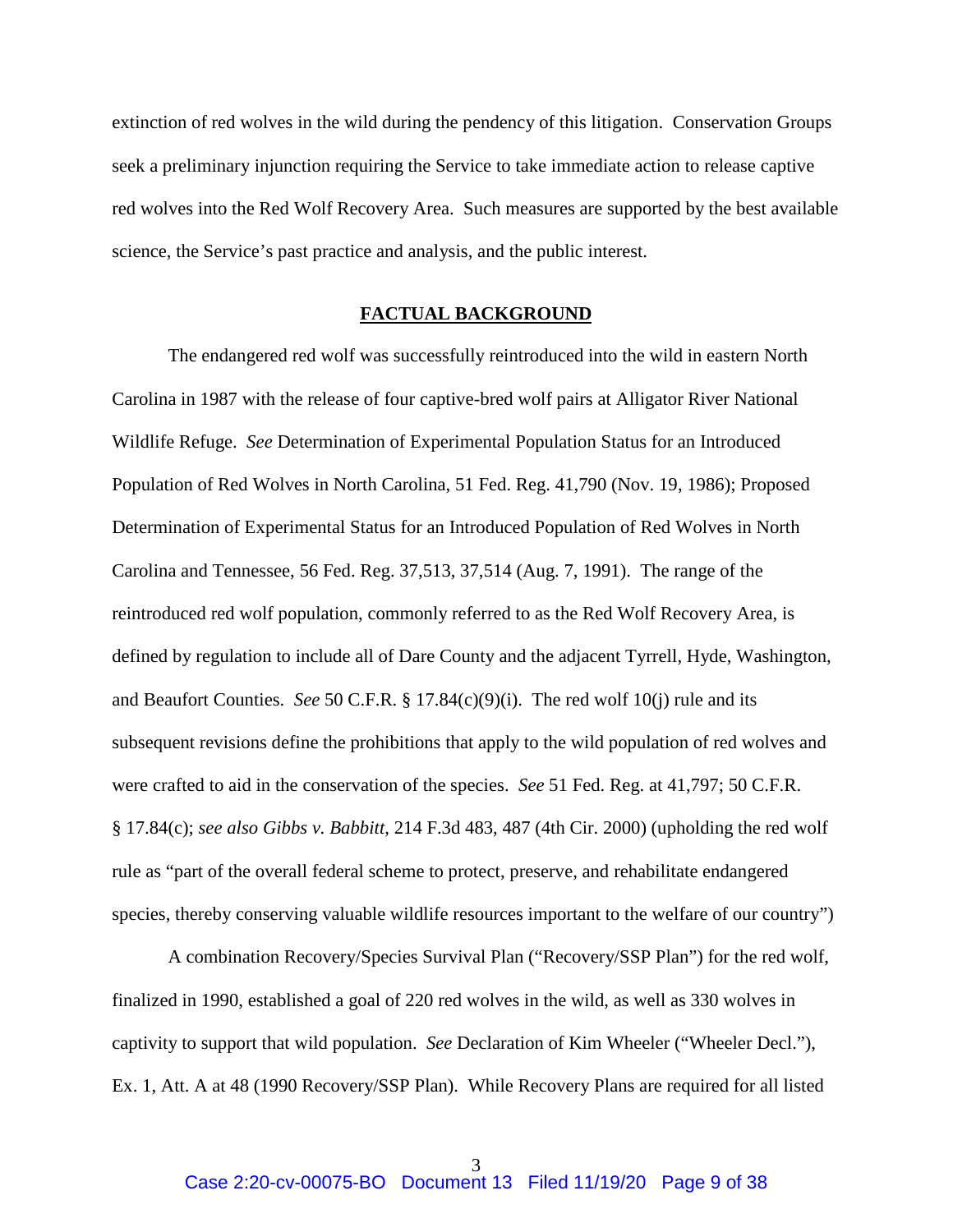extinction of red wolves in the wild during the pendency of this litigation. Conservation Groups seek a preliminary injunction requiring the Service to take immediate action to release captive red wolves into the Red Wolf Recovery Area. Such measures are supported by the best available science, the Service's past practice and analysis, and the public interest.

## FACTUAL BACKGROUND

The endangered red wolf was successfully reintroduced into the wild in eastern North Carolina in 1987 with the release of four captive-bred wolf pairs at Alligator River National Wildlife Refuge. *See* Determination of Experimental Population Status for an Introduced Population of Red Wolves in North Carolina, 51 Fed. Reg. 41,790 (Nov. 19, 1986); Proposed Determination of Experimental Status for an Introduced Population of Red Wolves in North Carolina and Tennessee, 56 Fed. Reg. 37,513, 37,514 (Aug. 7, 1991). The range of the reintroduced red wolf population, commonly referred to as the Red Wolf Recovery Area, is defined by regulation to include all of Dare County and the adjacent Tyrrell, Hyde, Washington, and Beaufort Counties. *See* 50 C.F.R. § 17.84(c)(9)(i). The red wolf 10(j) rule and its subsequent revisions define the prohibitions that apply to the wild population of red wolves and were crafted to aid in the conservation of the species. *See* 51 Fed. Reg. at 41,797; 50 C.F.R. § 17.84(c); *see also Gibbs v. Babbitt*, 214 F.3d 483, 487 (4th Cir. 2000) (upholding the red wolf rule as "part of the overall federal scheme to protect, preserve, and rehabilitate endangered species, thereby conserving valuable wildlife resources important to the welfare of our country")

A combination Recovery/Species Survival Plan ("Recovery/SSP Plan") for the red wolf, finalized in 1990, established a goal of 220 red wolves in the wild, as well as 330 wolves in captivity to support that wild population. *See* Declaration of Kim Wheeler ("Wheeler Decl."), Ex. 1, Att. A at 48 (1990 Recovery/SSP Plan). While Recovery Plans are required for all listed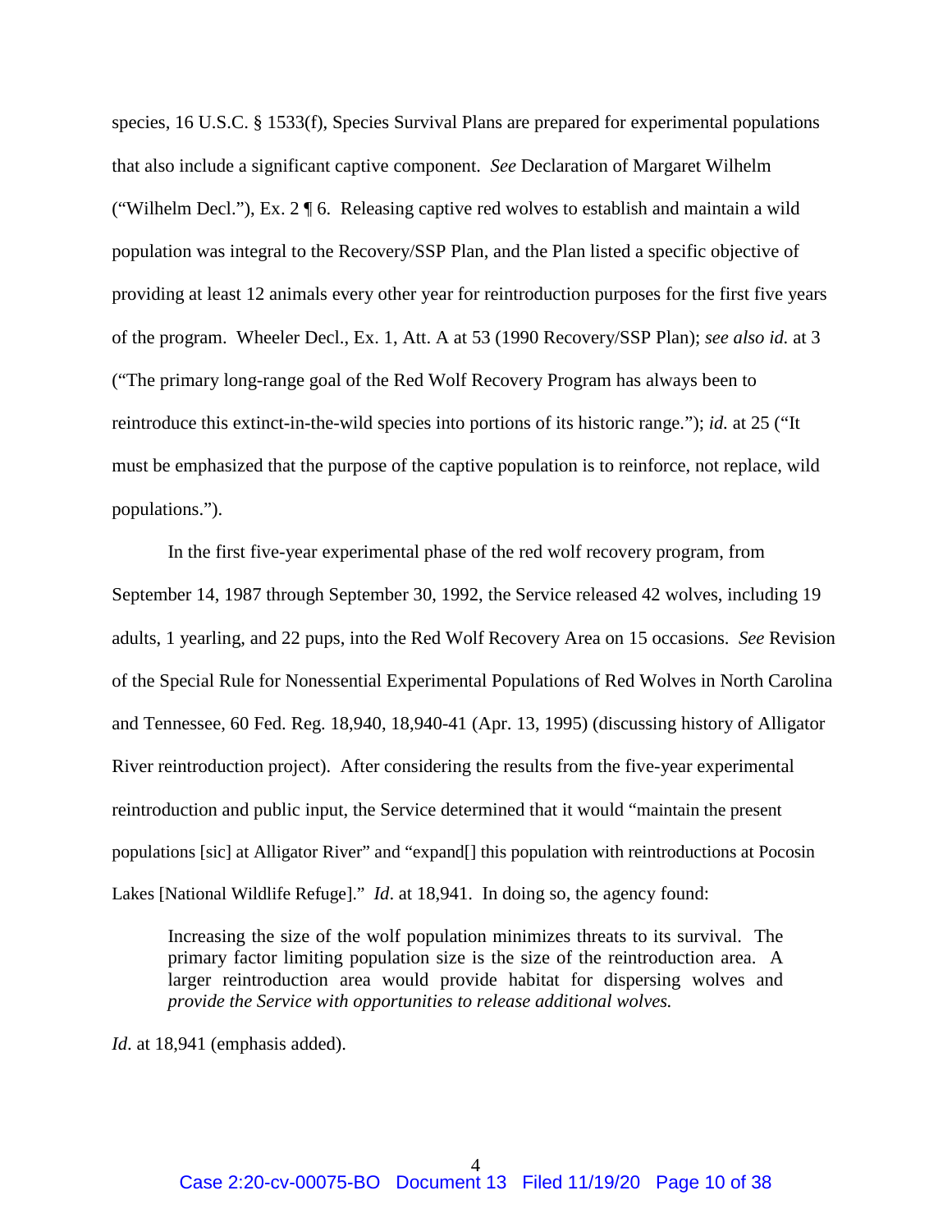species, 16 U.S.C. § 1533(f), Species Survival Plans are prepared for experimental populations that also include a significant captive component. *See* Declaration of Margaret Wilhelm ("Wilhelm Decl."), Ex. 2 ¶ 6. Releasing captive red wolves to establish and maintain a wild population was integral to the Recovery/SSP Plan, and the Plan listed a specific objective of providing at least 12 animals every other year for reintroduction purposes for the first five years of the program. Wheeler Decl., Ex. 1, Att. A at 53 (1990 Recovery/SSP Plan); *see also id.* at 3 ("The primary long-range goal of the Red Wolf Recovery Program has always been to reintroduce this extinct-in-the-wild species into portions of its historic range."); *id.* at 25 ("It must be emphasized that the purpose of the captive population is to reinforce, not replace, wild populations.").

In the first five-year experimental phase of the red wolf recovery program, from September 14, 1987 through September 30, 1992, the Service released 42 wolves, including 19 adults, 1 yearling, and 22 pups, into the Red Wolf Recovery Area on 15 occasions. *See* Revision of the Special Rule for Nonessential Experimental Populations of Red Wolves in North Carolina and Tennessee, 60 Fed. Reg. 18,940, 18,940-41 (Apr. 13, 1995) (discussing history of Alligator River reintroduction project). After considering the results from the five-year experimental reintroduction and public input, the Service determined that it would "maintain the present populations [sic] at Alligator River" and "expand[] this population with reintroductions at Pocosin Lakes [National Wildlife Refuge]." *Id*. at 18,941. In doing so, the agency found:

> Increasing the size of the wolf population minimizes threats to its survival. The primary factor limiting population size is the size of the reintroduction area. A larger reintroduction area would provide habitat for dispersing wolves and *provide the Service with opportunities to release additional wolves.*

*Id*. at 18,941 (emphasis added).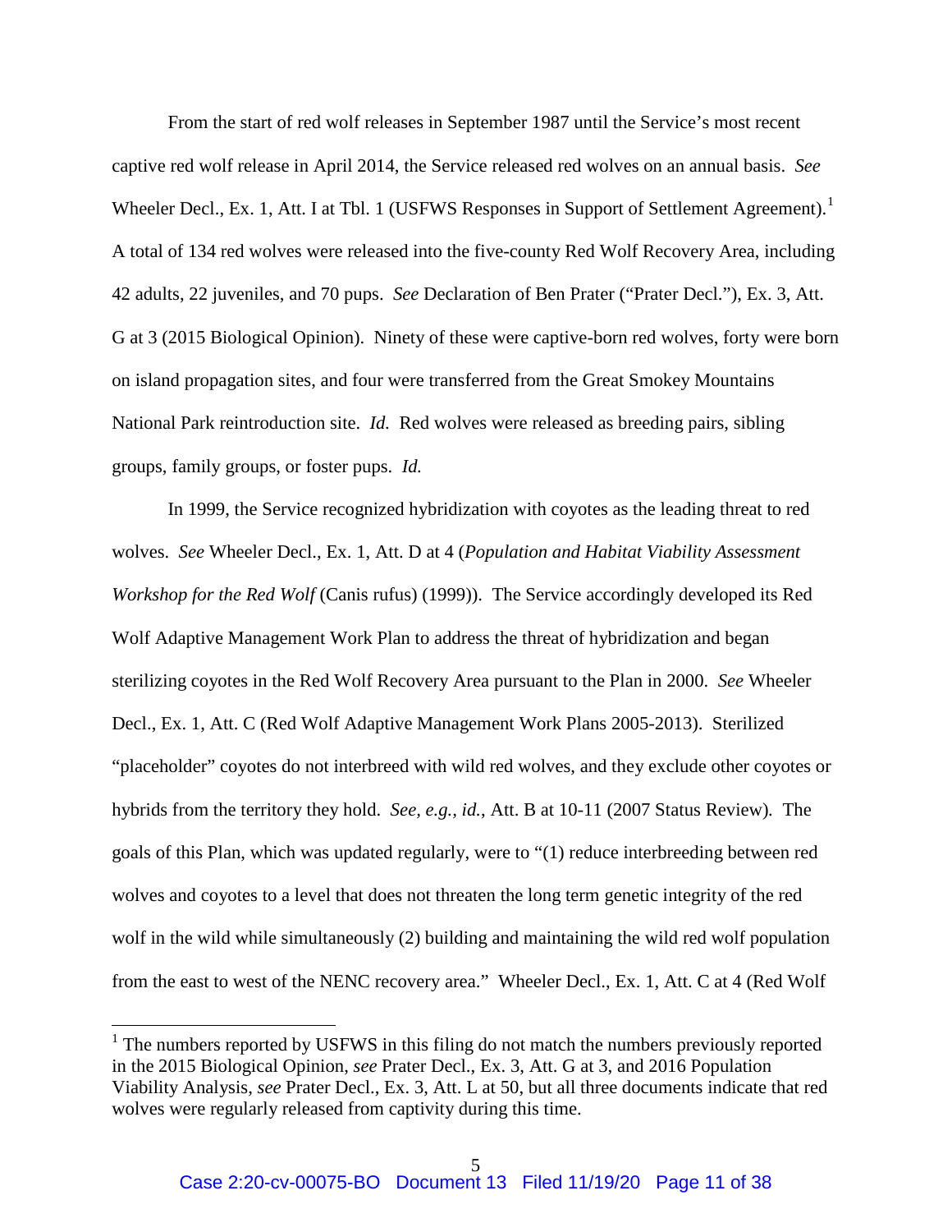From the start of red wolf releases in September 1987 until the Service's most recent captive red wolf release in April 2014, the Service released red wolves on an annual basis. *See* Wheeler Decl., Ex. 1, Att. I at Tbl. 1 (USFWS Responses in Support of Settlement Agreement).[1] A total of 134 red wolves were released into the five-county Red Wolf Recovery Area, including 42 adults, 22 juveniles, and 70 pups. *See* Declaration of Ben Prater ("Prater Decl."), Ex. 3, Att. G at 3 (2015 Biological Opinion). Ninety of these were captive-born red wolves, forty were born on island propagation sites, and four were transferred from the Great Smokey Mountains National Park reintroduction site. *Id.* Red wolves were released as breeding pairs, sibling groups, family groups, or foster pups. *Id.*

In 1999, the Service recognized hybridization with coyotes as the leading threat to red wolves. *See* Wheeler Decl., Ex. 1, Att. D at 4 (*Population and Habitat Viability Assessment Workshop for the Red Wolf* (Canis rufus) (1999)). The Service accordingly developed its Red Wolf Adaptive Management Work Plan to address the threat of hybridization and began sterilizing coyotes in the Red Wolf Recovery Area pursuant to the Plan in 2000. *See* Wheeler Decl., Ex. 1, Att. C (Red Wolf Adaptive Management Work Plans 2005-2013). Sterilized "placeholder" coyotes do not interbreed with wild red wolves, and they exclude other coyotes or hybrids from the territory they hold. *See, e.g.*, *id.*, Att. B at 10-11 (2007 Status Review). The goals of this Plan, which was updated regularly, were to "(1) reduce interbreeding between red wolves and coyotes to a level that does not threaten the long term genetic integrity of the red wolf in the wild while simultaneously (2) building and maintaining the wild red wolf population from the east to west of the NENC recovery area." Wheeler Decl., Ex. 1, Att. C at 4 (Red Wolf

---

[1] The numbers reported by USFWS in this filing do not match the numbers previously reported in the 2015 Biological Opinion, *see* Prater Decl., Ex. 3, Att. G at 3, and 2016 Population Viability Analysis, *see* Prater Decl., Ex. 3, Att. L at 50, but all three documents indicate that red wolves were regularly released from captivity during this time.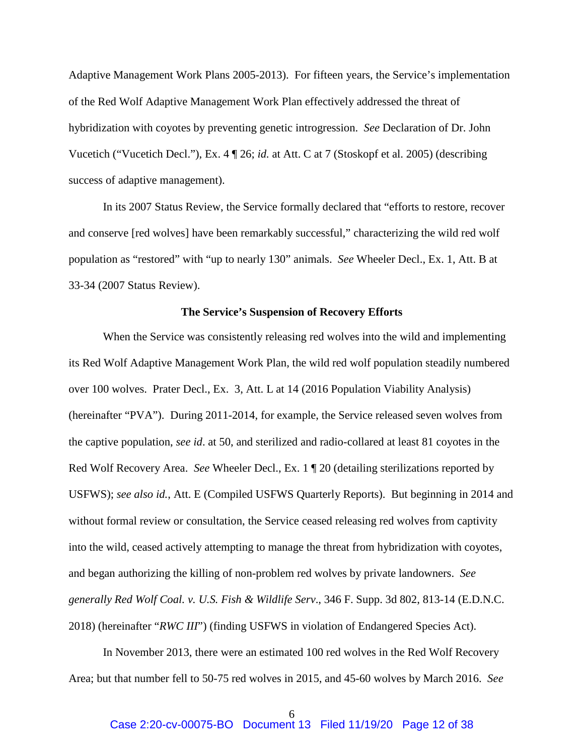Adaptive Management Work Plans 2005-2013). For fifteen years, the Service's implementation of the Red Wolf Adaptive Management Work Plan effectively addressed the threat of hybridization with coyotes by preventing genetic introgression. *See* Declaration of Dr. John Vucetich ("Vucetich Decl."), Ex. 4 ¶ 26; *id.* at Att. C at 7 (Stoskopf et al. 2005) (describing success of adaptive management).

In its 2007 Status Review, the Service formally declared that "efforts to restore, recover and conserve [red wolves] have been remarkably successful," characterizing the wild red wolf population as "restored" with "up to nearly 130" animals. *See* Wheeler Decl., Ex. 1, Att. B at 33-34 (2007 Status Review).

**The Service's Suspension of Recovery Efforts**

When the Service was consistently releasing red wolves into the wild and implementing its Red Wolf Adaptive Management Work Plan, the wild red wolf population steadily numbered over 100 wolves. Prater Decl., Ex. 3, Att. L at 14 (2016 Population Viability Analysis) (hereinafter "PVA"). During 2011-2014, for example, the Service released seven wolves from the captive population, *see id*. at 50, and sterilized and radio-collared at least 81 coyotes in the Red Wolf Recovery Area. *See* Wheeler Decl., Ex. 1 ¶ 20 (detailing sterilizations reported by USFWS); *see also id.*, Att. E (Compiled USFWS Quarterly Reports). But beginning in 2014 and without formal review or consultation, the Service ceased releasing red wolves from captivity into the wild, ceased actively attempting to manage the threat from hybridization with coyotes, and began authorizing the killing of non-problem red wolves by private landowners. *See generally Red Wolf Coal. v. U.S. Fish & Wildlife Serv*., 346 F. Supp. 3d 802, 813-14 (E.D.N.C. 2018) (hereinafter "*RWC III*") (finding USFWS in violation of Endangered Species Act).

In November 2013, there were an estimated 100 red wolves in the Red Wolf Recovery Area; but that number fell to 50-75 red wolves in 2015, and 45-60 wolves by March 2016. *See*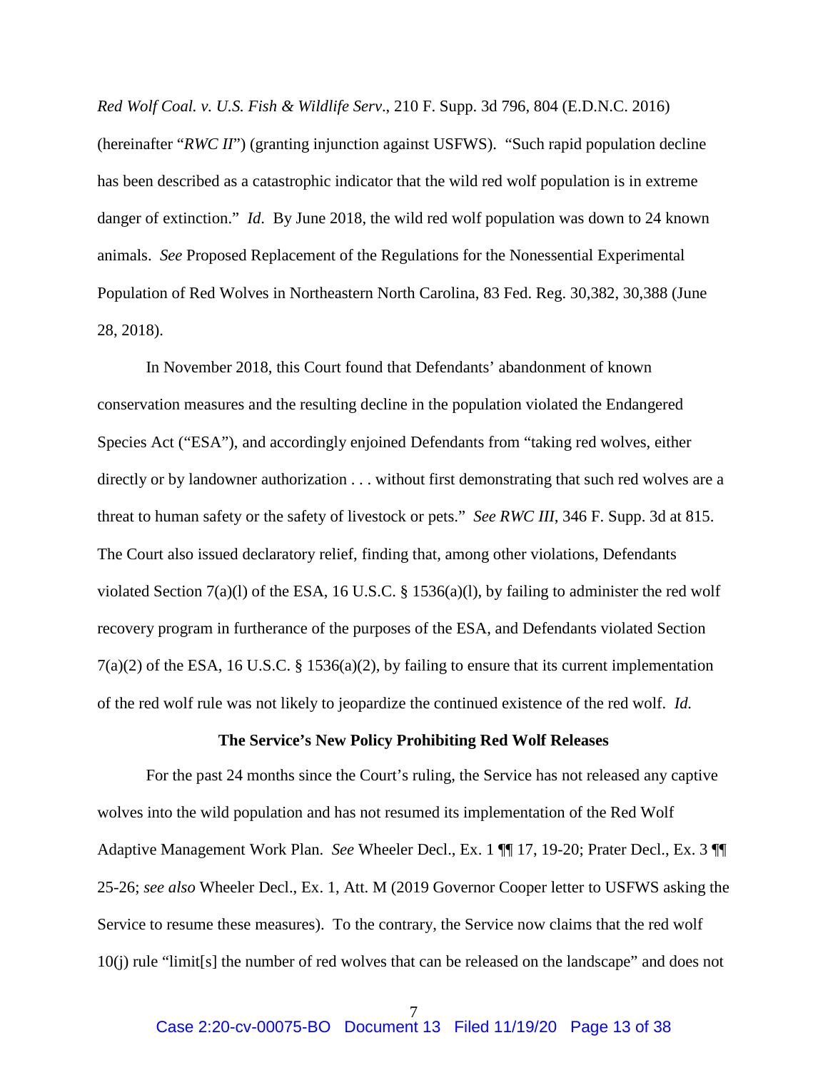*Red Wolf Coal. v. U.S. Fish & Wildlife Serv*., 210 F. Supp. 3d 796, 804 (E.D.N.C. 2016) (hereinafter "*RWC II*") (granting injunction against USFWS). "Such rapid population decline has been described as a catastrophic indicator that the wild red wolf population is in extreme danger of extinction." *Id.* By June 2018, the wild red wolf population was down to 24 known animals. *See* Proposed Replacement of the Regulations for the Nonessential Experimental Population of Red Wolves in Northeastern North Carolina, 83 Fed. Reg. 30,382, 30,388 (June 28, 2018).

In November 2018, this Court found that Defendants' abandonment of known conservation measures and the resulting decline in the population violated the Endangered Species Act ("ESA"), and accordingly enjoined Defendants from "taking red wolves, either directly or by landowner authorization . . . without first demonstrating that such red wolves are a threat to human safety or the safety of livestock or pets." *See RWC III*, 346 F. Supp. 3d at 815. The Court also issued declaratory relief, finding that, among other violations, Defendants violated Section 7(a)(l) of the ESA, 16 U.S.C. § 1536(a)(l), by failing to administer the red wolf recovery program in furtherance of the purposes of the ESA, and Defendants violated Section 7(a)(2) of the ESA, 16 U.S.C. § 1536(a)(2), by failing to ensure that its current implementation of the red wolf rule was not likely to jeopardize the continued existence of the red wolf. *Id.*

**The Service's New Policy Prohibiting Red Wolf Releases**

For the past 24 months since the Court's ruling, the Service has not released any captive wolves into the wild population and has not resumed its implementation of the Red Wolf Adaptive Management Work Plan. *See* Wheeler Decl., Ex. 1 ¶¶ 17, 19-20; Prater Decl., Ex. 3 ¶¶ 25-26; *see also* Wheeler Decl., Ex. 1, Att. M (2019 Governor Cooper letter to USFWS asking the Service to resume these measures). To the contrary, the Service now claims that the red wolf 10(j) rule "limit[s] the number of red wolves that can be released on the landscape" and does not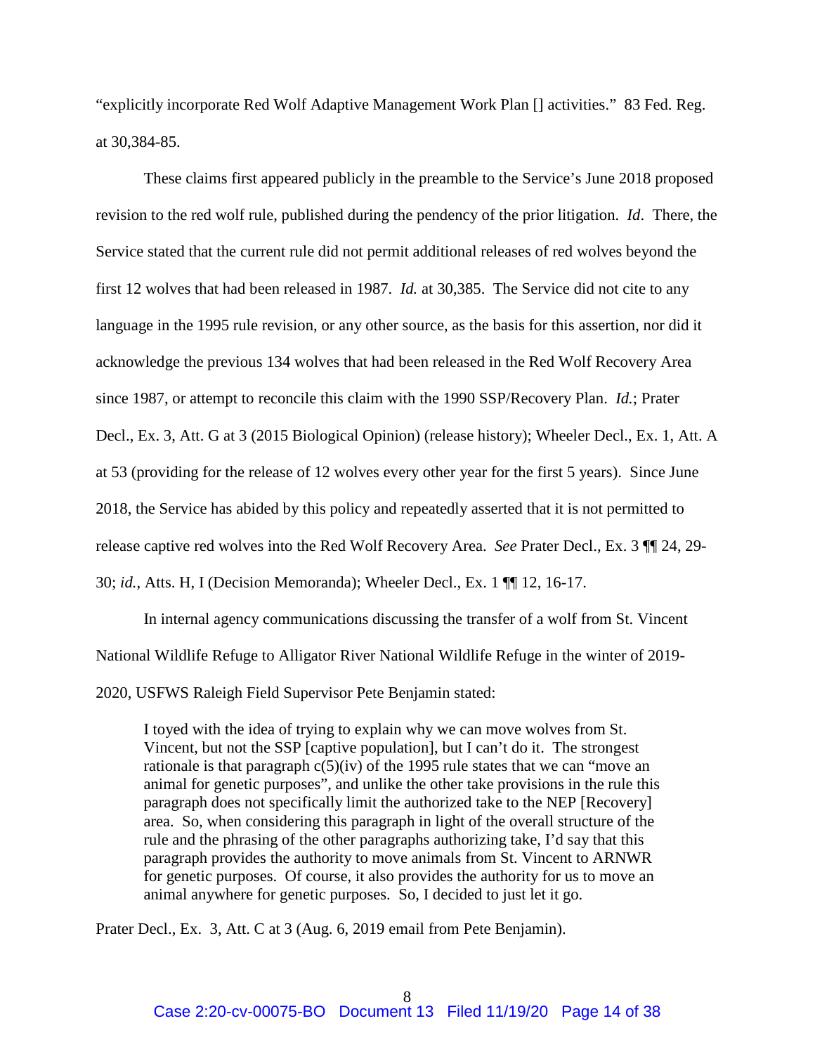"explicitly incorporate Red Wolf Adaptive Management Work Plan [] activities." 83 Fed. Reg. at 30,384-85.

These claims first appeared publicly in the preamble to the Service's June 2018 proposed revision to the red wolf rule, published during the pendency of the prior litigation. *Id*. There, the Service stated that the current rule did not permit additional releases of red wolves beyond the first 12 wolves that had been released in 1987. *Id.* at 30,385. The Service did not cite to any language in the 1995 rule revision, or any other source, as the basis for this assertion, nor did it acknowledge the previous 134 wolves that had been released in the Red Wolf Recovery Area since 1987, or attempt to reconcile this claim with the 1990 SSP/Recovery Plan. *Id.*; Prater Decl., Ex. 3, Att. G at 3 (2015 Biological Opinion) (release history); Wheeler Decl., Ex. 1, Att. A at 53 (providing for the release of 12 wolves every other year for the first 5 years). Since June 2018, the Service has abided by this policy and repeatedly asserted that it is not permitted to release captive red wolves into the Red Wolf Recovery Area. *See* Prater Decl., Ex. 3 ¶¶ 24, 29-30; *id.*, Atts. H, I (Decision Memoranda); Wheeler Decl., Ex. 1 ¶¶ 12, 16-17.

In internal agency communications discussing the transfer of a wolf from St. Vincent National Wildlife Refuge to Alligator River National Wildlife Refuge in the winter of 2019-2020, USFWS Raleigh Field Supervisor Pete Benjamin stated:

> I toyed with the idea of trying to explain why we can move wolves from St. Vincent, but not the SSP [captive population], but I can't do it. The strongest rationale is that paragraph c(5)(iv) of the 1995 rule states that we can "move an animal for genetic purposes", and unlike the other take provisions in the rule this paragraph does not specifically limit the authorized take to the NEP [Recovery] area. So, when considering this paragraph in light of the overall structure of the rule and the phrasing of the other paragraphs authorizing take, I'd say that this paragraph provides the authority to move animals from St. Vincent to ARNWR for genetic purposes. Of course, it also provides the authority for us to move an animal anywhere for genetic purposes. So, I decided to just let it go.

Prater Decl., Ex. 3, Att. C at 3 (Aug. 6, 2019 email from Pete Benjamin).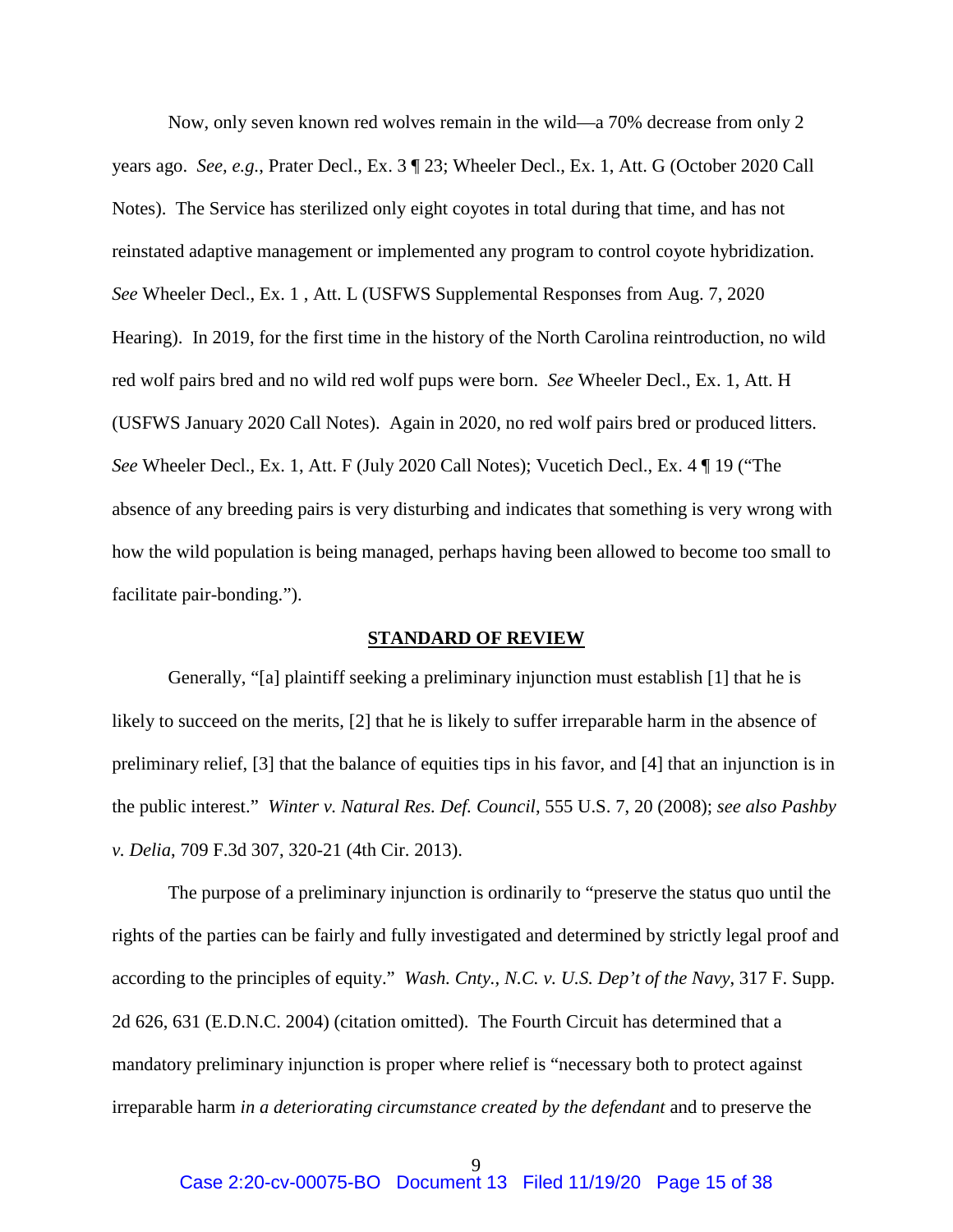Now, only seven known red wolves remain in the wild—a 70% decrease from only 2 years ago. *See, e.g.*, Prater Decl., Ex. 3 ¶ 23; Wheeler Decl., Ex. 1, Att. G (October 2020 Call Notes). The Service has sterilized only eight coyotes in total during that time, and has not reinstated adaptive management or implemented any program to control coyote hybridization. *See* Wheeler Decl., Ex. 1 , Att. L (USFWS Supplemental Responses from Aug. 7, 2020 Hearing). In 2019, for the first time in the history of the North Carolina reintroduction, no wild red wolf pairs bred and no wild red wolf pups were born. *See* Wheeler Decl., Ex. 1, Att. H (USFWS January 2020 Call Notes). Again in 2020, no red wolf pairs bred or produced litters. *See* Wheeler Decl., Ex. 1, Att. F (July 2020 Call Notes); Vucetich Decl., Ex. 4 ¶ 19 ("The absence of any breeding pairs is very disturbing and indicates that something is very wrong with how the wild population is being managed, perhaps having been allowed to become too small to facilitate pair-bonding.").

## STANDARD OF REVIEW

Generally, "[a] plaintiff seeking a preliminary injunction must establish [1] that he is likely to succeed on the merits, [2] that he is likely to suffer irreparable harm in the absence of preliminary relief, [3] that the balance of equities tips in his favor, and [4] that an injunction is in the public interest." *Winter v. Natural Res. Def. Council*, 555 U.S. 7, 20 (2008); *see also Pashby v. Delia*, 709 F.3d 307, 320-21 (4th Cir. 2013).

The purpose of a preliminary injunction is ordinarily to "preserve the status quo until the rights of the parties can be fairly and fully investigated and determined by strictly legal proof and according to the principles of equity." *Wash. Cnty., N.C. v. U.S. Dep't of the Navy*, 317 F. Supp. 2d 626, 631 (E.D.N.C. 2004) (citation omitted). The Fourth Circuit has determined that a mandatory preliminary injunction is proper where relief is "necessary both to protect against irreparable harm *in a deteriorating circumstance created by the defendant* and to preserve the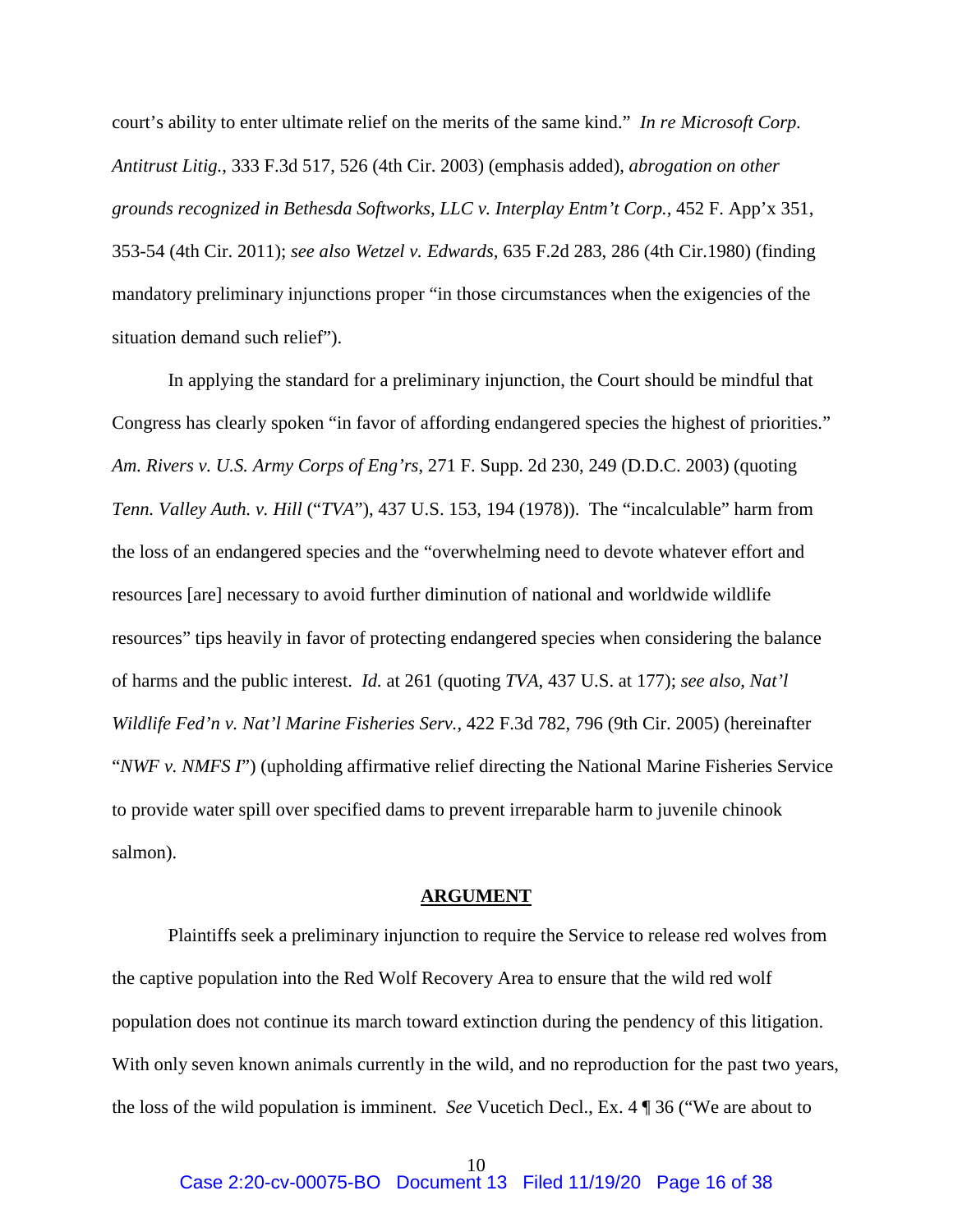court's ability to enter ultimate relief on the merits of the same kind." *In re Microsoft Corp. Antitrust Litig.*, 333 F.3d 517, 526 (4th Cir. 2003) (emphasis added), *abrogation on other grounds recognized in Bethesda Softworks, LLC v. Interplay Entm't Corp.*, 452 F. App'x 351, 353-54 (4th Cir. 2011); *see also Wetzel v. Edwards*, 635 F.2d 283, 286 (4th Cir.1980) (finding mandatory preliminary injunctions proper "in those circumstances when the exigencies of the situation demand such relief").

In applying the standard for a preliminary injunction, the Court should be mindful that Congress has clearly spoken "in favor of affording endangered species the highest of priorities." *Am. Rivers v. U.S. Army Corps of Eng'rs*, 271 F. Supp. 2d 230, 249 (D.D.C. 2003) (quoting *Tenn. Valley Auth. v. Hill* ("*TVA*"), 437 U.S. 153, 194 (1978)). The "incalculable" harm from the loss of an endangered species and the "overwhelming need to devote whatever effort and resources [are] necessary to avoid further diminution of national and worldwide wildlife resources" tips heavily in favor of protecting endangered species when considering the balance of harms and the public interest. *Id.* at 261 (quoting *TVA*, 437 U.S. at 177); *see also*, *Nat'l Wildlife Fed'n v. Nat'l Marine Fisheries Serv.*, 422 F.3d 782, 796 (9th Cir. 2005) (hereinafter "*NWF v. NMFS I*") (upholding affirmative relief directing the National Marine Fisheries Service to provide water spill over specified dams to prevent irreparable harm to juvenile chinook salmon).

## ARGUMENT

Plaintiffs seek a preliminary injunction to require the Service to release red wolves from the captive population into the Red Wolf Recovery Area to ensure that the wild red wolf population does not continue its march toward extinction during the pendency of this litigation. With only seven known animals currently in the wild, and no reproduction for the past two years, the loss of the wild population is imminent. *See* Vucetich Decl., Ex. 4 ¶ 36 ("We are about to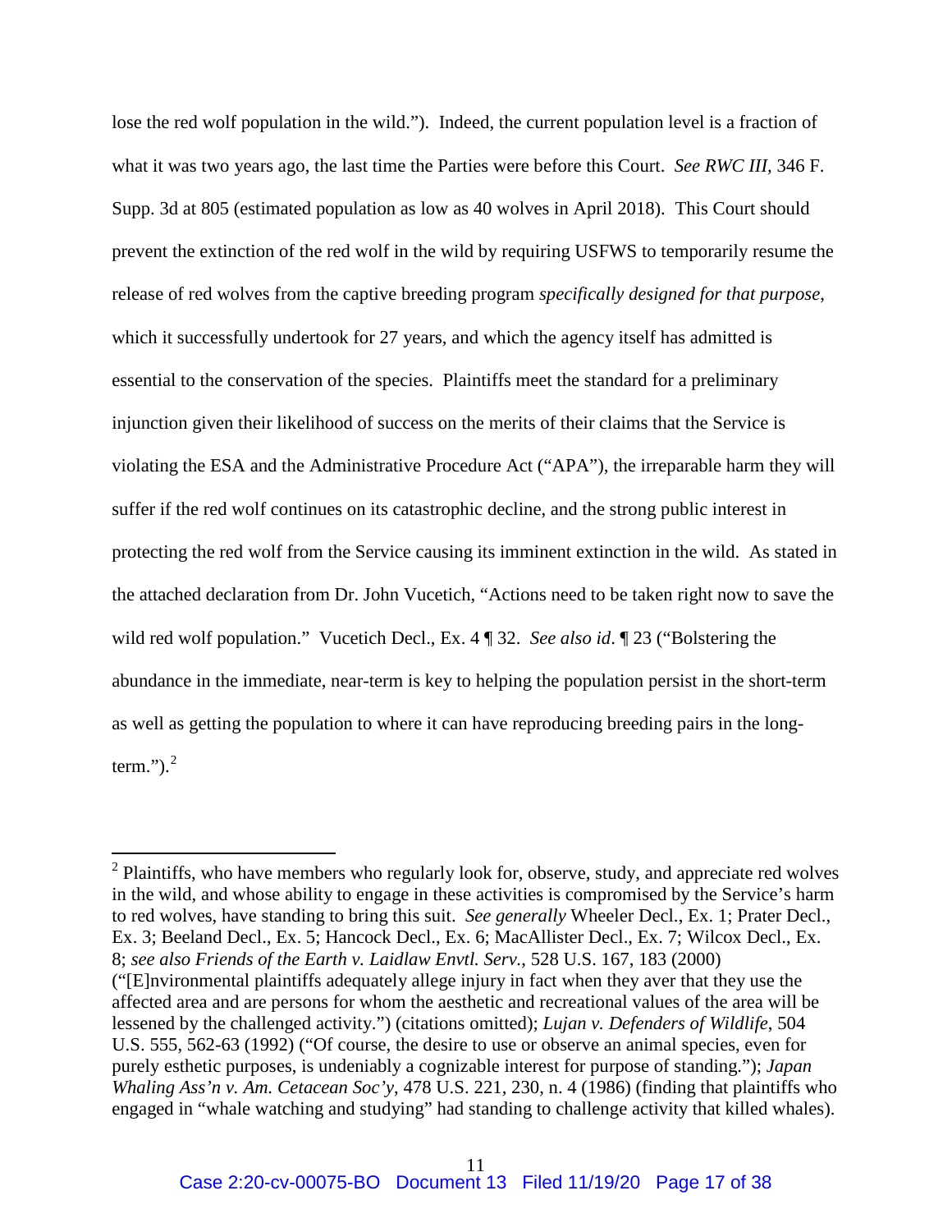lose the red wolf population in the wild."). Indeed, the current population level is a fraction of what it was two years ago, the last time the Parties were before this Court. *See RWC III*, 346 F. Supp. 3d at 805 (estimated population as low as 40 wolves in April 2018). This Court should prevent the extinction of the red wolf in the wild by requiring USFWS to temporarily resume the release of red wolves from the captive breeding program *specifically designed for that purpose*, which it successfully undertook for 27 years, and which the agency itself has admitted is essential to the conservation of the species. Plaintiffs meet the standard for a preliminary injunction given their likelihood of success on the merits of their claims that the Service is violating the ESA and the Administrative Procedure Act ("APA"), the irreparable harm they will suffer if the red wolf continues on its catastrophic decline, and the strong public interest in protecting the red wolf from the Service causing its imminent extinction in the wild. As stated in the attached declaration from Dr. John Vucetich, "Actions need to be taken right now to save the wild red wolf population." Vucetich Decl., Ex. 4 ¶ 32. *See also id*. ¶ 23 ("Bolstering the abundance in the immediate, near-term is key to helping the population persist in the short-term as well as getting the population to where it can have reproducing breeding pairs in the long-term.").[2]

---

[2] Plaintiffs, who have members who regularly look for, observe, study, and appreciate red wolves in the wild, and whose ability to engage in these activities is compromised by the Service's harm to red wolves, have standing to bring this suit. *See generally* Wheeler Decl., Ex. 1; Prater Decl., Ex. 3; Beeland Decl., Ex. 5; Hancock Decl., Ex. 6; MacAllister Decl., Ex. 7; Wilcox Decl., Ex. 8; *see also Friends of the Earth v. Laidlaw Envtl. Serv.*, 528 U.S. 167, 183 (2000) ("[E]nvironmental plaintiffs adequately allege injury in fact when they aver that they use the affected area and are persons for whom the aesthetic and recreational values of the area will be lessened by the challenged activity.") (citations omitted); *Lujan v. Defenders of Wildlife*, 504 U.S. 555, 562-63 (1992) ("Of course, the desire to use or observe an animal species, even for purely esthetic purposes, is undeniably a cognizable interest for purpose of standing."); *Japan Whaling Ass'n v. Am. Cetacean Soc'y*, 478 U.S. 221, 230, n. 4 (1986) (finding that plaintiffs who engaged in "whale watching and studying" had standing to challenge activity that killed whales).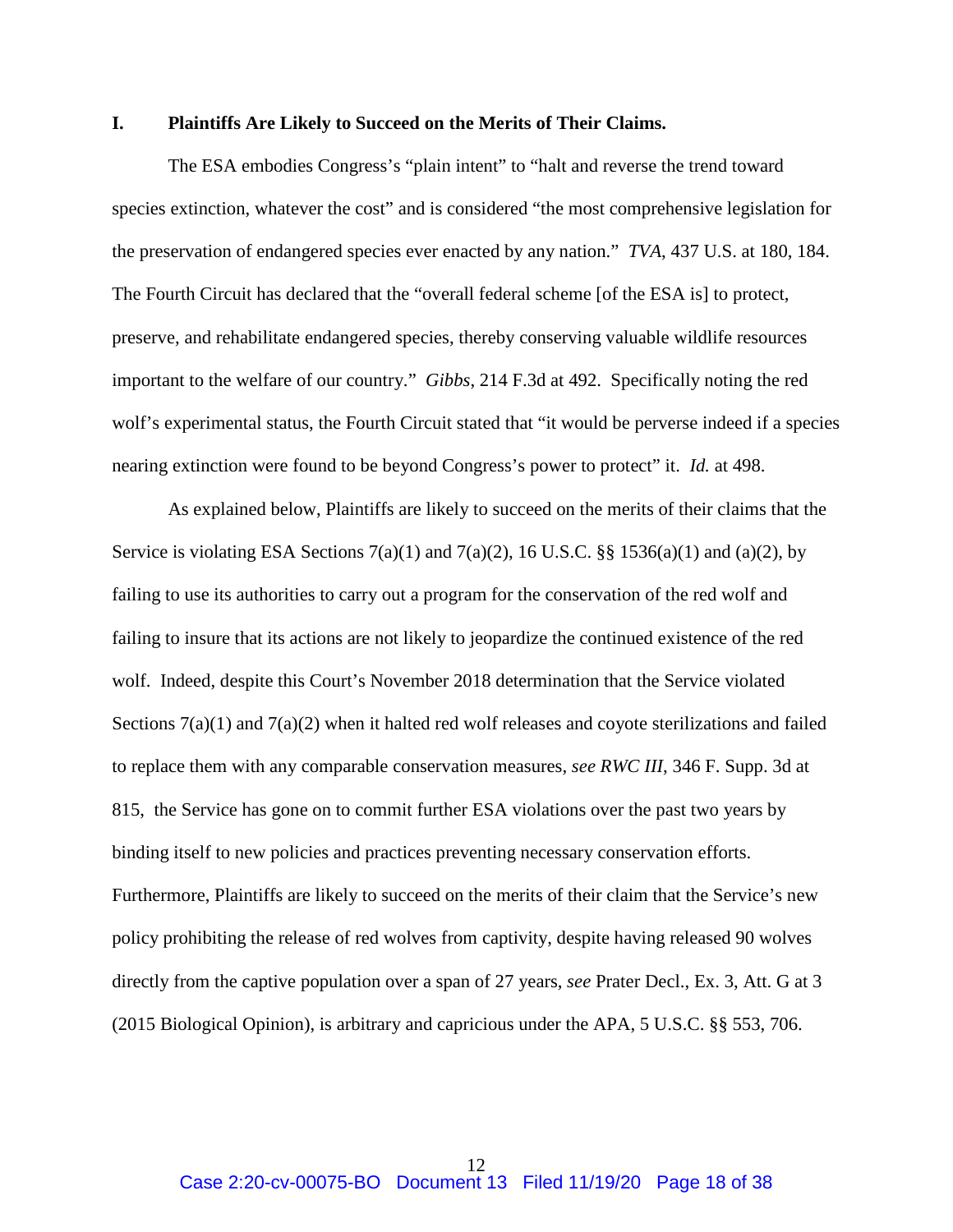## I. Plaintiffs Are Likely to Succeed on the Merits of Their Claims.

The ESA embodies Congress's "plain intent" to "halt and reverse the trend toward species extinction, whatever the cost" and is considered "the most comprehensive legislation for the preservation of endangered species ever enacted by any nation." *TVA*, 437 U.S. at 180, 184. The Fourth Circuit has declared that the "overall federal scheme [of the ESA is] to protect, preserve, and rehabilitate endangered species, thereby conserving valuable wildlife resources important to the welfare of our country." *Gibbs*, 214 F.3d at 492. Specifically noting the red wolf's experimental status, the Fourth Circuit stated that "it would be perverse indeed if a species nearing extinction were found to be beyond Congress's power to protect" it. *Id.* at 498.

As explained below, Plaintiffs are likely to succeed on the merits of their claims that the Service is violating ESA Sections 7(a)(1) and 7(a)(2), 16 U.S.C. §§ 1536(a)(1) and (a)(2), by failing to use its authorities to carry out a program for the conservation of the red wolf and failing to insure that its actions are not likely to jeopardize the continued existence of the red wolf. Indeed, despite this Court's November 2018 determination that the Service violated Sections 7(a)(1) and 7(a)(2) when it halted red wolf releases and coyote sterilizations and failed to replace them with any comparable conservation measures, *see RWC III*, 346 F. Supp. 3d at 815, the Service has gone on to commit further ESA violations over the past two years by binding itself to new policies and practices preventing necessary conservation efforts. Furthermore, Plaintiffs are likely to succeed on the merits of their claim that the Service's new policy prohibiting the release of red wolves from captivity, despite having released 90 wolves directly from the captive population over a span of 27 years, *see* Prater Decl., Ex. 3, Att. G at 3 (2015 Biological Opinion), is arbitrary and capricious under the APA, 5 U.S.C. §§ 553, 706.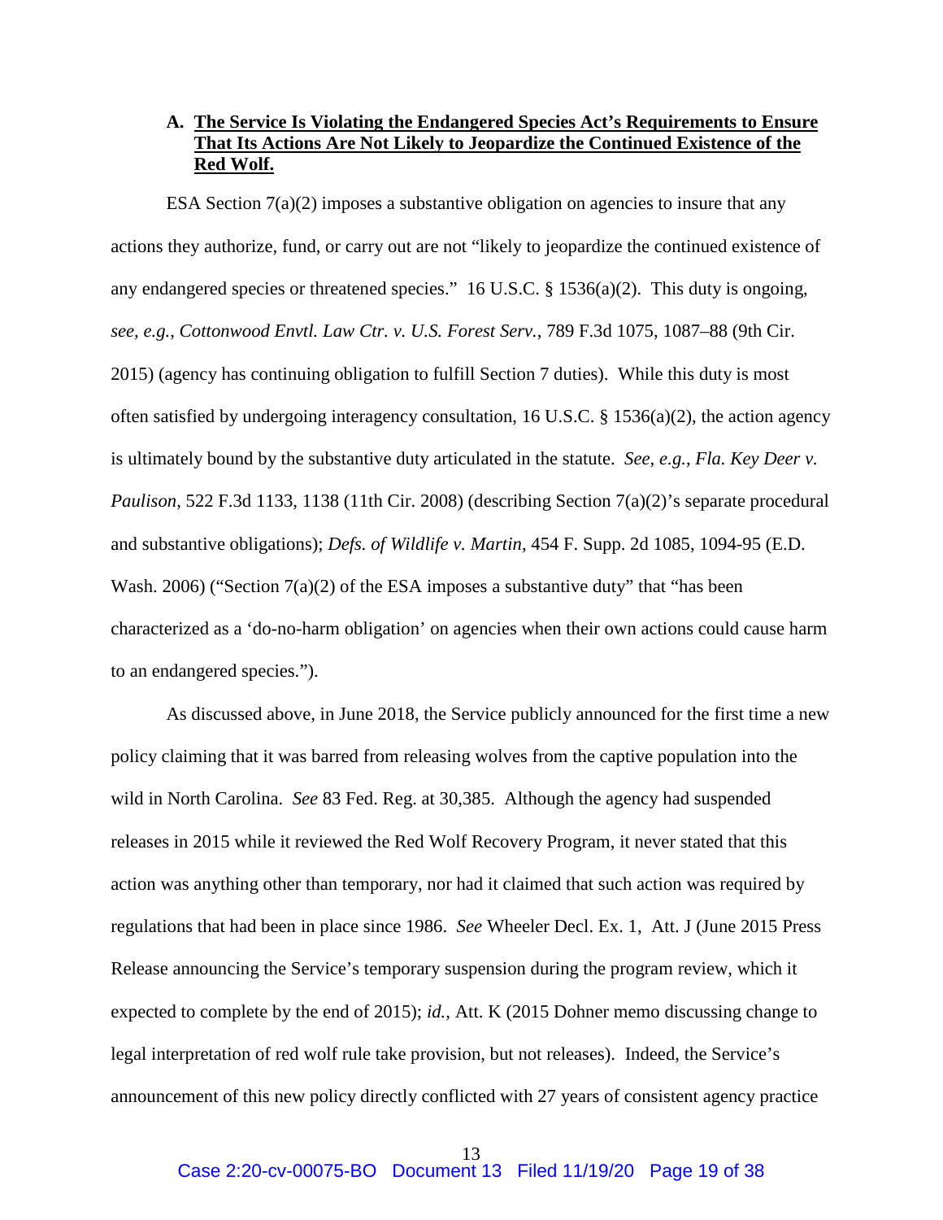### A. <u>The Service Is Violating the Endangered Species Act's Requirements to Ensure That Its Actions Are Not Likely to Jeopardize the Continued Existence of the Red Wolf.</u>

ESA Section 7(a)(2) imposes a substantive obligation on agencies to insure that any actions they authorize, fund, or carry out are not "likely to jeopardize the continued existence of any endangered species or threatened species." 16 U.S.C. § 1536(a)(2). This duty is ongoing, *see, e.g.*, *Cottonwood Envtl. Law Ctr. v. U.S. Forest Serv.*, 789 F.3d 1075, 1087–88 (9th Cir. 2015) (agency has continuing obligation to fulfill Section 7 duties). While this duty is most often satisfied by undergoing interagency consultation, 16 U.S.C. § 1536(a)(2), the action agency is ultimately bound by the substantive duty articulated in the statute. *See, e.g.*, *Fla. Key Deer v. Paulison*, 522 F.3d 1133, 1138 (11th Cir. 2008) (describing Section 7(a)(2)'s separate procedural and substantive obligations); *Defs. of Wildlife v. Martin*, 454 F. Supp. 2d 1085, 1094-95 (E.D. Wash. 2006) ("Section 7(a)(2) of the ESA imposes a substantive duty" that "has been characterized as a 'do-no-harm obligation' on agencies when their own actions could cause harm to an endangered species.").

As discussed above, in June 2018, the Service publicly announced for the first time a new policy claiming that it was barred from releasing wolves from the captive population into the wild in North Carolina. *See* 83 Fed. Reg. at 30,385. Although the agency had suspended releases in 2015 while it reviewed the Red Wolf Recovery Program, it never stated that this action was anything other than temporary, nor had it claimed that such action was required by regulations that had been in place since 1986. *See* Wheeler Decl. Ex. 1, Att. J (June 2015 Press Release announcing the Service's temporary suspension during the program review, which it expected to complete by the end of 2015); *id.*, Att. K (2015 Dohner memo discussing change to legal interpretation of red wolf rule take provision, but not releases). Indeed, the Service's announcement of this new policy directly conflicted with 27 years of consistent agency practice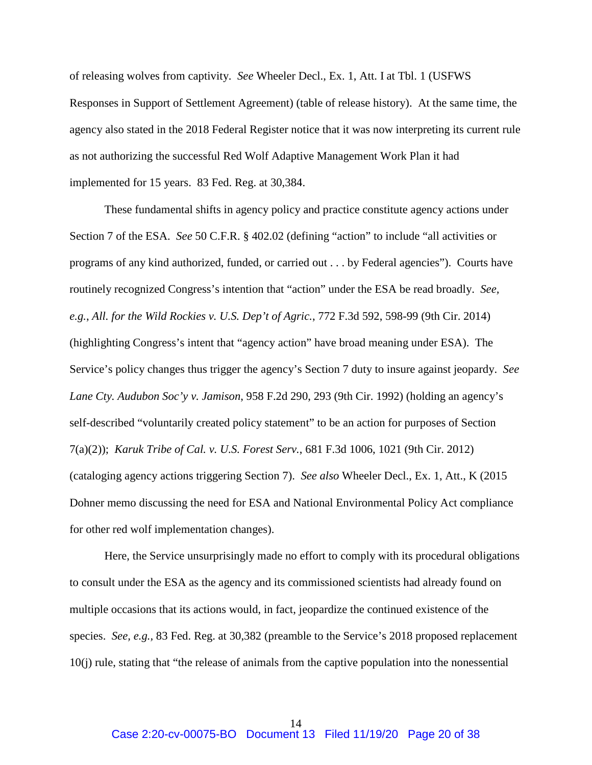of releasing wolves from captivity. *See* Wheeler Decl., Ex. 1, Att. I at Tbl. 1 (USFWS Responses in Support of Settlement Agreement) (table of release history). At the same time, the agency also stated in the 2018 Federal Register notice that it was now interpreting its current rule as not authorizing the successful Red Wolf Adaptive Management Work Plan it had implemented for 15 years. 83 Fed. Reg. at 30,384.

These fundamental shifts in agency policy and practice constitute agency actions under Section 7 of the ESA. *See* 50 C.F.R. § 402.02 (defining "action" to include "all activities or programs of any kind authorized, funded, or carried out . . . by Federal agencies"). Courts have routinely recognized Congress's intention that "action" under the ESA be read broadly. *See, e.g.*, *All. for the Wild Rockies v. U.S. Dep't of Agric.*, 772 F.3d 592, 598-99 (9th Cir. 2014) (highlighting Congress's intent that "agency action" have broad meaning under ESA). The Service's policy changes thus trigger the agency's Section 7 duty to insure against jeopardy. *See Lane Cty. Audubon Soc'y v. Jamison*, 958 F.2d 290, 293 (9th Cir. 1992) (holding an agency's self-described "voluntarily created policy statement" to be an action for purposes of Section 7(a)(2)); *Karuk Tribe of Cal. v. U.S. Forest Serv.*, 681 F.3d 1006, 1021 (9th Cir. 2012) (cataloging agency actions triggering Section 7). *See also* Wheeler Decl., Ex. 1, Att., K (2015 Dohner memo discussing the need for ESA and National Environmental Policy Act compliance for other red wolf implementation changes).

Here, the Service unsurprisingly made no effort to comply with its procedural obligations to consult under the ESA as the agency and its commissioned scientists had already found on multiple occasions that its actions would, in fact, jeopardize the continued existence of the species. *See, e.g.*, 83 Fed. Reg. at 30,382 (preamble to the Service's 2018 proposed replacement 10(j) rule, stating that "the release of animals from the captive population into the nonessential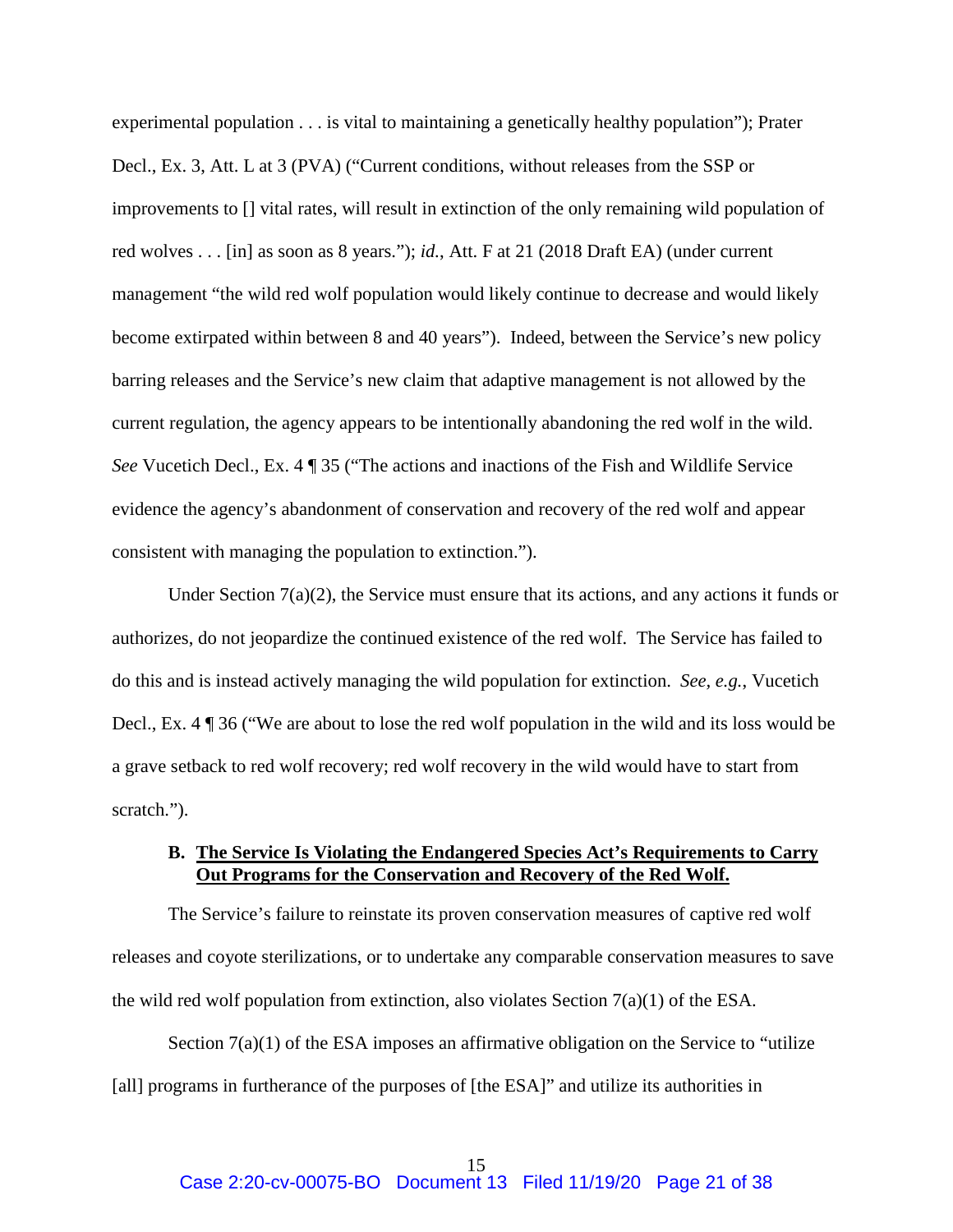experimental population . . . is vital to maintaining a genetically healthy population"); Prater Decl., Ex. 3, Att. L at 3 (PVA) ("Current conditions, without releases from the SSP or improvements to [] vital rates, will result in extinction of the only remaining wild population of red wolves . . . [in] as soon as 8 years."); *id.*, Att. F at 21 (2018 Draft EA) (under current management "the wild red wolf population would likely continue to decrease and would likely become extirpated within between 8 and 40 years"). Indeed, between the Service's new policy barring releases and the Service's new claim that adaptive management is not allowed by the current regulation, the agency appears to be intentionally abandoning the red wolf in the wild. *See* Vucetich Decl., Ex. 4 ¶ 35 ("The actions and inactions of the Fish and Wildlife Service evidence the agency's abandonment of conservation and recovery of the red wolf and appear consistent with managing the population to extinction.").

Under Section 7(a)(2), the Service must ensure that its actions, and any actions it funds or authorizes, do not jeopardize the continued existence of the red wolf. The Service has failed to do this and is instead actively managing the wild population for extinction. *See, e.g.*, Vucetich Decl., Ex. 4 ¶ 36 ("We are about to lose the red wolf population in the wild and its loss would be a grave setback to red wolf recovery; red wolf recovery in the wild would have to start from scratch.").

### B. The Service Is Violating the Endangered Species Act's Requirements to Carry Out Programs for the Conservation and Recovery of the Red Wolf.

The Service's failure to reinstate its proven conservation measures of captive red wolf releases and coyote sterilizations, or to undertake any comparable conservation measures to save the wild red wolf population from extinction, also violates Section 7(a)(1) of the ESA.

Section 7(a)(1) of the ESA imposes an affirmative obligation on the Service to "utilize [all] programs in furtherance of the purposes of [the ESA]" and utilize its authorities in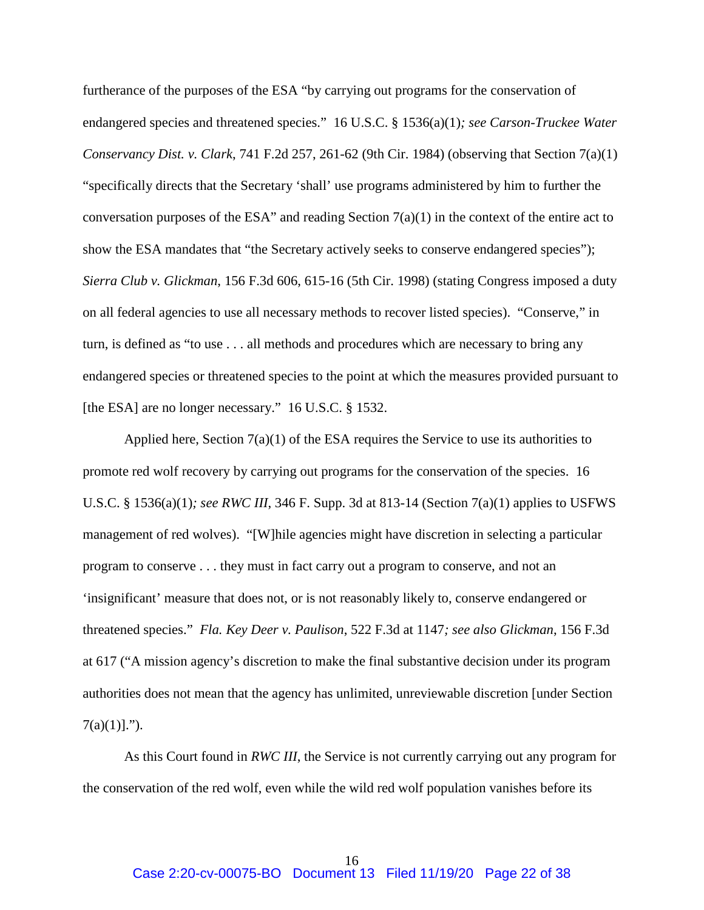furtherance of the purposes of the ESA "by carrying out programs for the conservation of endangered species and threatened species." 16 U.S.C. § 1536(a)(1)*; see Carson-Truckee Water Conservancy Dist. v. Clark*, 741 F.2d 257, 261-62 (9th Cir. 1984) (observing that Section 7(a)(1) "specifically directs that the Secretary 'shall' use programs administered by him to further the conversation purposes of the ESA" and reading Section 7(a)(1) in the context of the entire act to show the ESA mandates that "the Secretary actively seeks to conserve endangered species"); *Sierra Club v. Glickman*, 156 F.3d 606, 615-16 (5th Cir. 1998) (stating Congress imposed a duty on all federal agencies to use all necessary methods to recover listed species). "Conserve," in turn, is defined as "to use . . . all methods and procedures which are necessary to bring any endangered species or threatened species to the point at which the measures provided pursuant to [the ESA] are no longer necessary." 16 U.S.C. § 1532.

Applied here, Section 7(a)(1) of the ESA requires the Service to use its authorities to promote red wolf recovery by carrying out programs for the conservation of the species. 16 U.S.C. § 1536(a)(1)*; see RWC III*, 346 F. Supp. 3d at 813-14 (Section 7(a)(1) applies to USFWS management of red wolves). "[W]hile agencies might have discretion in selecting a particular program to conserve . . . they must in fact carry out a program to conserve, and not an 'insignificant' measure that does not, or is not reasonably likely to, conserve endangered or threatened species." *Fla. Key Deer v. Paulison*, 522 F.3d at 1147*; see also Glickman*, 156 F.3d at 617 ("A mission agency's discretion to make the final substantive decision under its program authorities does not mean that the agency has unlimited, unreviewable discretion [under Section 7(a)(1)].").

As this Court found in *RWC III*, the Service is not currently carrying out any program for the conservation of the red wolf, even while the wild red wolf population vanishes before its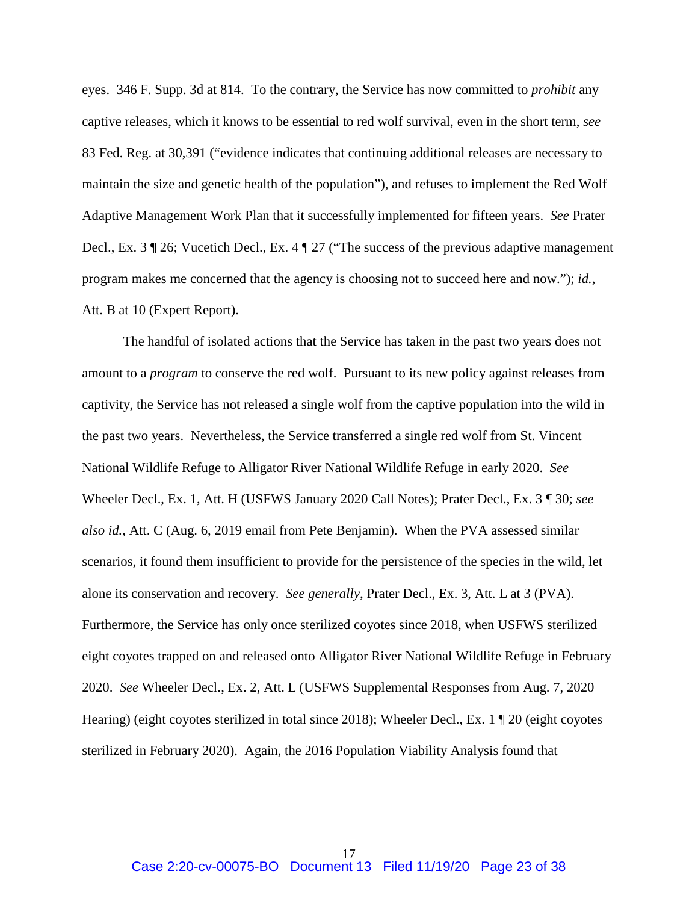eyes. 346 F. Supp. 3d at 814. To the contrary, the Service has now committed to *prohibit* any captive releases, which it knows to be essential to red wolf survival, even in the short term, *see* 83 Fed. Reg. at 30,391 ("evidence indicates that continuing additional releases are necessary to maintain the size and genetic health of the population"), and refuses to implement the Red Wolf Adaptive Management Work Plan that it successfully implemented for fifteen years. *See* Prater Decl., Ex. 3 ¶ 26; Vucetich Decl., Ex. 4 ¶ 27 ("The success of the previous adaptive management program makes me concerned that the agency is choosing not to succeed here and now."); *id.*, Att. B at 10 (Expert Report).

The handful of isolated actions that the Service has taken in the past two years does not amount to a *program* to conserve the red wolf. Pursuant to its new policy against releases from captivity, the Service has not released a single wolf from the captive population into the wild in the past two years. Nevertheless, the Service transferred a single red wolf from St. Vincent National Wildlife Refuge to Alligator River National Wildlife Refuge in early 2020. *See* Wheeler Decl., Ex. 1, Att. H (USFWS January 2020 Call Notes); Prater Decl., Ex. 3 ¶ 30; *see also id.*, Att. C (Aug. 6, 2019 email from Pete Benjamin). When the PVA assessed similar scenarios, it found them insufficient to provide for the persistence of the species in the wild, let alone its conservation and recovery. *See generally*, Prater Decl., Ex. 3, Att. L at 3 (PVA). Furthermore, the Service has only once sterilized coyotes since 2018, when USFWS sterilized eight coyotes trapped on and released onto Alligator River National Wildlife Refuge in February 2020. *See* Wheeler Decl., Ex. 2, Att. L (USFWS Supplemental Responses from Aug. 7, 2020 Hearing) (eight coyotes sterilized in total since 2018); Wheeler Decl., Ex. 1 ¶ 20 (eight coyotes sterilized in February 2020). Again, the 2016 Population Viability Analysis found that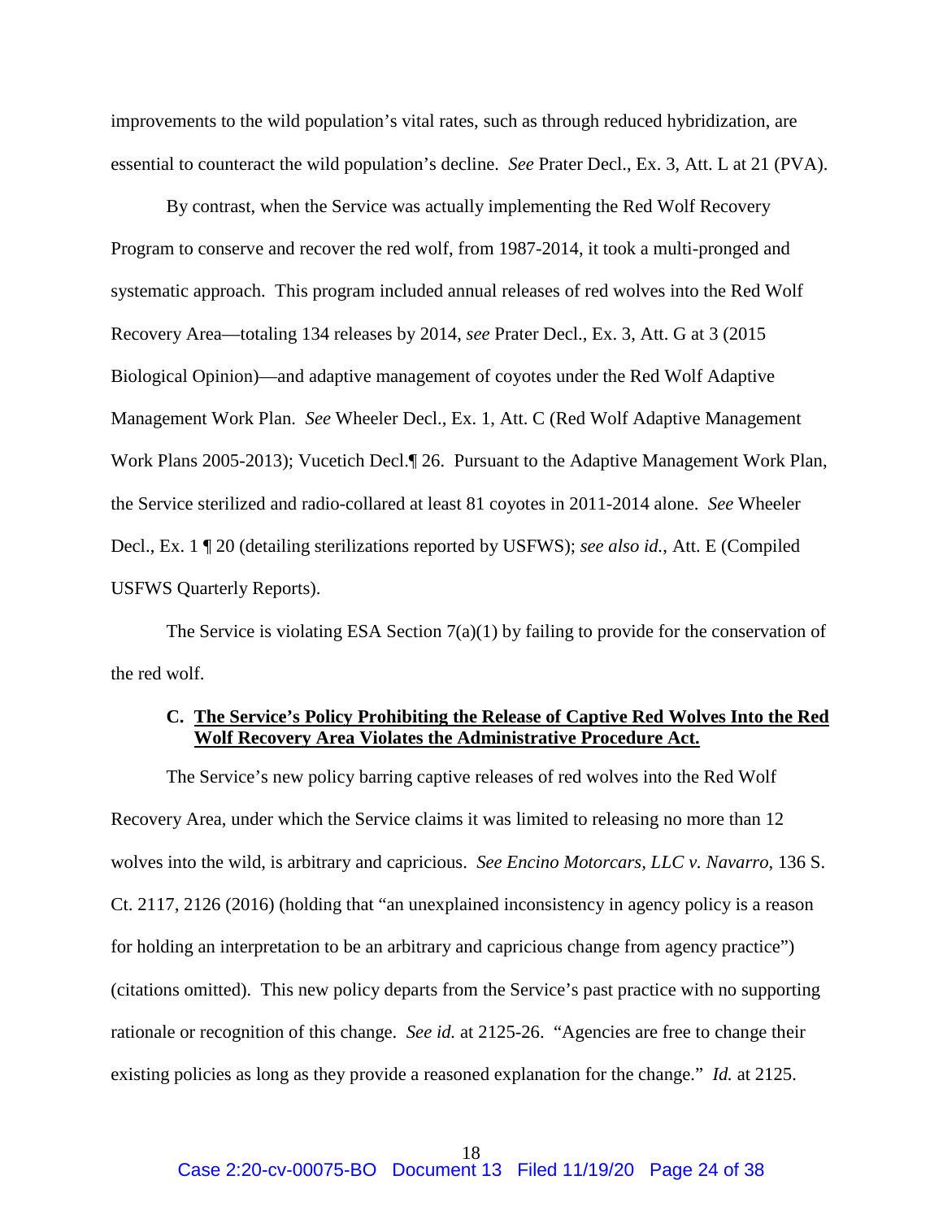improvements to the wild population's vital rates, such as through reduced hybridization, are essential to counteract the wild population's decline. *See* Prater Decl., Ex. 3, Att. L at 21 (PVA).

By contrast, when the Service was actually implementing the Red Wolf Recovery Program to conserve and recover the red wolf, from 1987-2014, it took a multi-pronged and systematic approach. This program included annual releases of red wolves into the Red Wolf Recovery Area—totaling 134 releases by 2014, *see* Prater Decl., Ex. 3, Att. G at 3 (2015 Biological Opinion)—and adaptive management of coyotes under the Red Wolf Adaptive Management Work Plan. *See* Wheeler Decl., Ex. 1, Att. C (Red Wolf Adaptive Management Work Plans 2005-2013); Vucetich Decl.¶ 26. Pursuant to the Adaptive Management Work Plan, the Service sterilized and radio-collared at least 81 coyotes in 2011-2014 alone. *See* Wheeler Decl., Ex. 1 ¶ 20 (detailing sterilizations reported by USFWS); *see also id.*, Att. E (Compiled USFWS Quarterly Reports).

The Service is violating ESA Section 7(a)(1) by failing to provide for the conservation of the red wolf.

### C. <u>The Service's Policy Prohibiting the Release of Captive Red Wolves Into the Red Wolf Recovery Area Violates the Administrative Procedure Act.</u>

The Service's new policy barring captive releases of red wolves into the Red Wolf Recovery Area, under which the Service claims it was limited to releasing no more than 12 wolves into the wild, is arbitrary and capricious. *See Encino Motorcars, LLC v. Navarro*, 136 S. Ct. 2117, 2126 (2016) (holding that "an unexplained inconsistency in agency policy is a reason for holding an interpretation to be an arbitrary and capricious change from agency practice") (citations omitted). This new policy departs from the Service's past practice with no supporting rationale or recognition of this change. *See id.* at 2125-26. "Agencies are free to change their existing policies as long as they provide a reasoned explanation for the change." *Id.* at 2125.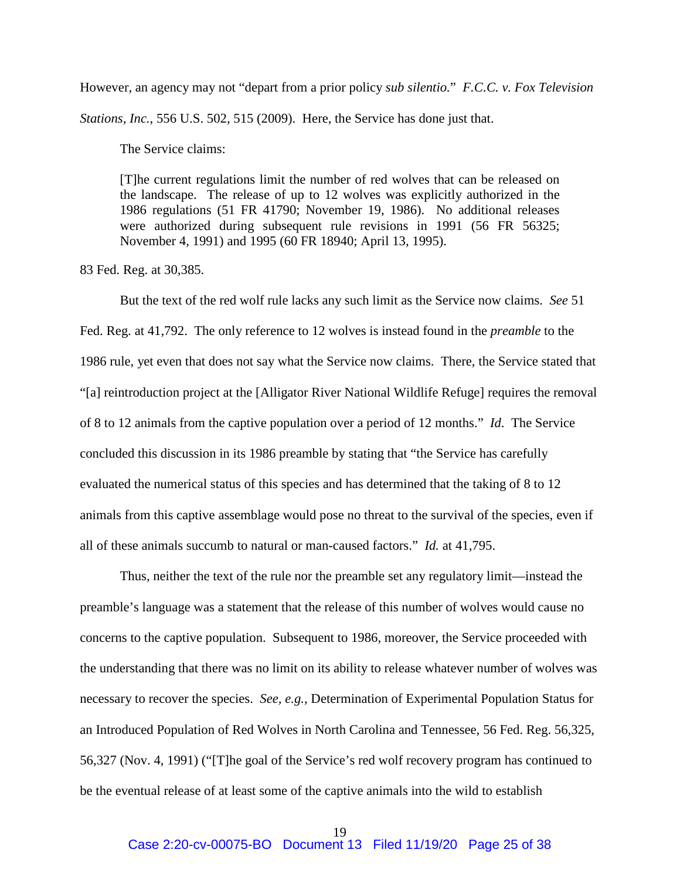However, an agency may not "depart from a prior policy *sub silentio*." *F.C.C. v. Fox Television Stations, Inc.*, 556 U.S. 502, 515 (2009). Here, the Service has done just that.

The Service claims:

> [T]he current regulations limit the number of red wolves that can be released on the landscape. The release of up to 12 wolves was explicitly authorized in the 1986 regulations (51 FR 41790; November 19, 1986). No additional releases were authorized during subsequent rule revisions in 1991 (56 FR 56325; November 4, 1991) and 1995 (60 FR 18940; April 13, 1995).

83 Fed. Reg. at 30,385.

But the text of the red wolf rule lacks any such limit as the Service now claims. *See* 51 Fed. Reg. at 41,792. The only reference to 12 wolves is instead found in the *preamble* to the 1986 rule, yet even that does not say what the Service now claims. There, the Service stated that "[a] reintroduction project at the [Alligator River National Wildlife Refuge] requires the removal of 8 to 12 animals from the captive population over a period of 12 months." *Id.* The Service concluded this discussion in its 1986 preamble by stating that "the Service has carefully evaluated the numerical status of this species and has determined that the taking of 8 to 12 animals from this captive assemblage would pose no threat to the survival of the species, even if all of these animals succumb to natural or man-caused factors." *Id.* at 41,795.

Thus, neither the text of the rule nor the preamble set any regulatory limit—instead the preamble's language was a statement that the release of this number of wolves would cause no concerns to the captive population. Subsequent to 1986, moreover, the Service proceeded with the understanding that there was no limit on its ability to release whatever number of wolves was necessary to recover the species. *See, e.g.*, Determination of Experimental Population Status for an Introduced Population of Red Wolves in North Carolina and Tennessee, 56 Fed. Reg. 56,325, 56,327 (Nov. 4, 1991) ("[T]he goal of the Service's red wolf recovery program has continued to be the eventual release of at least some of the captive animals into the wild to establish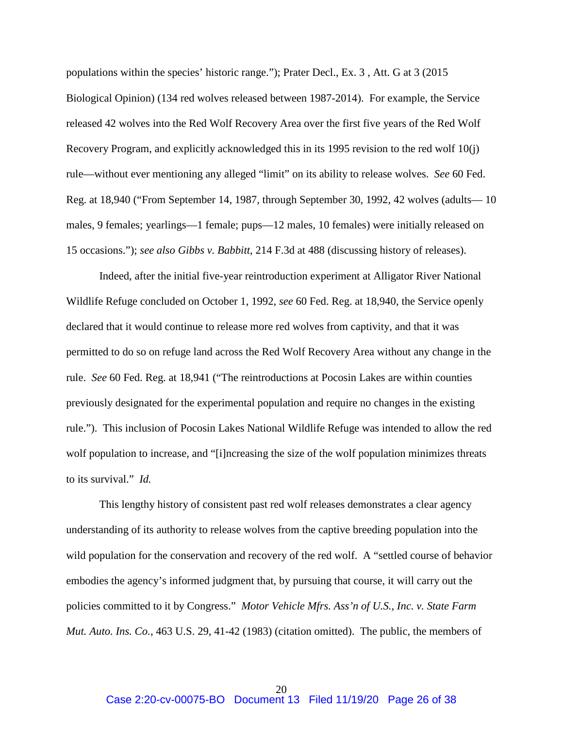populations within the species' historic range."); Prater Decl., Ex. 3 , Att. G at 3 (2015 Biological Opinion) (134 red wolves released between 1987-2014). For example, the Service released 42 wolves into the Red Wolf Recovery Area over the first five years of the Red Wolf Recovery Program, and explicitly acknowledged this in its 1995 revision to the red wolf 10(j) rule—without ever mentioning any alleged "limit" on its ability to release wolves. *See* 60 Fed. Reg. at 18,940 ("From September 14, 1987, through September 30, 1992, 42 wolves (adults— 10 males, 9 females; yearlings—1 female; pups—12 males, 10 females) were initially released on 15 occasions."); *see also Gibbs v. Babbitt*, 214 F.3d at 488 (discussing history of releases).

Indeed, after the initial five-year reintroduction experiment at Alligator River National Wildlife Refuge concluded on October 1, 1992, *see* 60 Fed. Reg. at 18,940, the Service openly declared that it would continue to release more red wolves from captivity, and that it was permitted to do so on refuge land across the Red Wolf Recovery Area without any change in the rule. *See* 60 Fed. Reg. at 18,941 ("The reintroductions at Pocosin Lakes are within counties previously designated for the experimental population and require no changes in the existing rule."). This inclusion of Pocosin Lakes National Wildlife Refuge was intended to allow the red wolf population to increase, and "[i]ncreasing the size of the wolf population minimizes threats to its survival." *Id.*

This lengthy history of consistent past red wolf releases demonstrates a clear agency understanding of its authority to release wolves from the captive breeding population into the wild population for the conservation and recovery of the red wolf. A "settled course of behavior embodies the agency's informed judgment that, by pursuing that course, it will carry out the policies committed to it by Congress." *Motor Vehicle Mfrs. Ass'n of U.S., Inc. v. State Farm Mut. Auto. Ins. Co.*, 463 U.S. 29, 41-42 (1983) (citation omitted). The public, the members of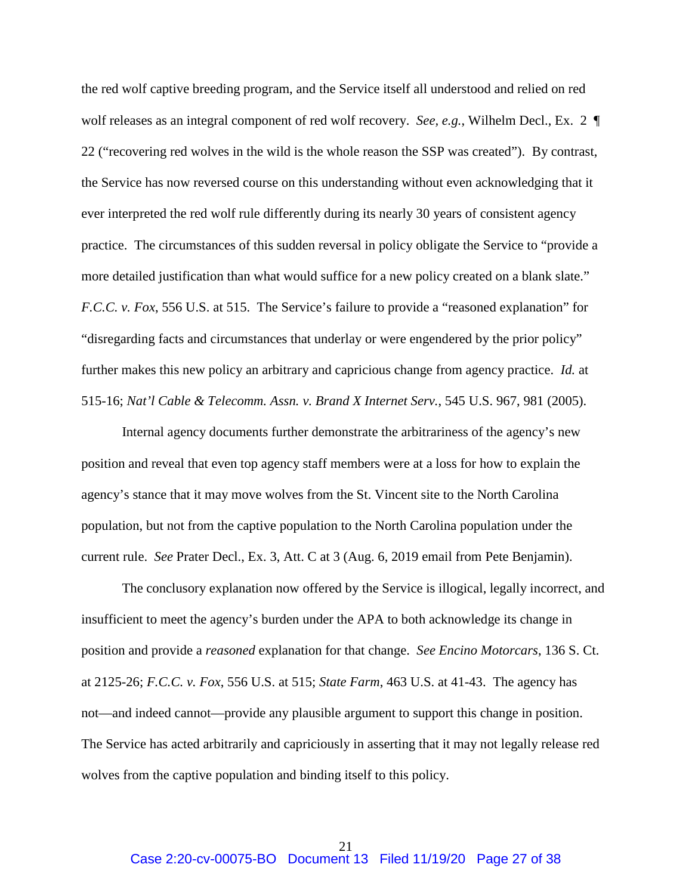the red wolf captive breeding program, and the Service itself all understood and relied on red wolf releases as an integral component of red wolf recovery. *See, e.g.*, Wilhelm Decl., Ex. 2 ¶ 22 ("recovering red wolves in the wild is the whole reason the SSP was created"). By contrast, the Service has now reversed course on this understanding without even acknowledging that it ever interpreted the red wolf rule differently during its nearly 30 years of consistent agency practice. The circumstances of this sudden reversal in policy obligate the Service to "provide a more detailed justification than what would suffice for a new policy created on a blank slate." *F.C.C. v. Fox*, 556 U.S. at 515. The Service's failure to provide a "reasoned explanation" for "disregarding facts and circumstances that underlay or were engendered by the prior policy" further makes this new policy an arbitrary and capricious change from agency practice. *Id.* at 515-16; *Nat'l Cable & Telecomm. Assn. v. Brand X Internet Serv.*, 545 U.S. 967, 981 (2005).

Internal agency documents further demonstrate the arbitrariness of the agency's new position and reveal that even top agency staff members were at a loss for how to explain the agency's stance that it may move wolves from the St. Vincent site to the North Carolina population, but not from the captive population to the North Carolina population under the current rule. *See* Prater Decl., Ex. 3, Att. C at 3 (Aug. 6, 2019 email from Pete Benjamin).

The conclusory explanation now offered by the Service is illogical, legally incorrect, and insufficient to meet the agency's burden under the APA to both acknowledge its change in position and provide a *reasoned* explanation for that change. *See Encino Motorcars*, 136 S. Ct. at 2125-26; *F.C.C. v. Fox*, 556 U.S. at 515; *State Farm*, 463 U.S. at 41-43. The agency has not—and indeed cannot—provide any plausible argument to support this change in position. The Service has acted arbitrarily and capriciously in asserting that it may not legally release red wolves from the captive population and binding itself to this policy.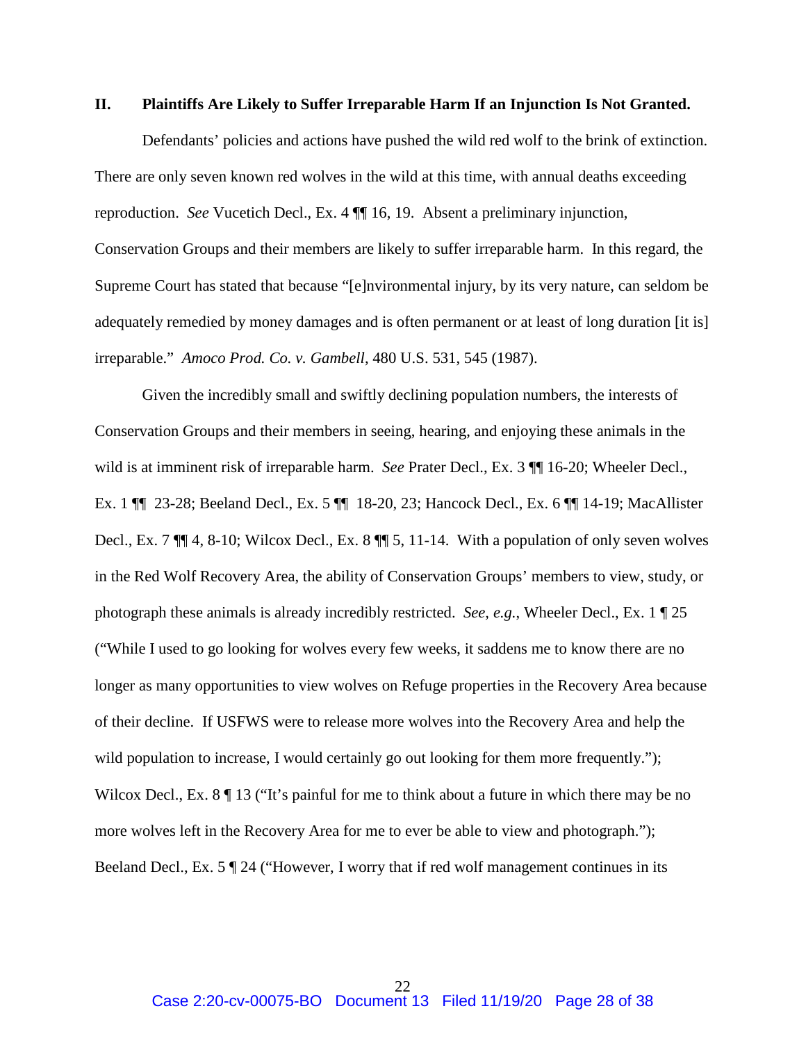## II. Plaintiffs Are Likely to Suffer Irreparable Harm If an Injunction Is Not Granted.

Defendants' policies and actions have pushed the wild red wolf to the brink of extinction. There are only seven known red wolves in the wild at this time, with annual deaths exceeding reproduction. *See* Vucetich Decl., Ex. 4 ¶¶ 16, 19. Absent a preliminary injunction, Conservation Groups and their members are likely to suffer irreparable harm. In this regard, the Supreme Court has stated that because "[e]nvironmental injury, by its very nature, can seldom be adequately remedied by money damages and is often permanent or at least of long duration [it is] irreparable." *Amoco Prod. Co. v. Gambell*, 480 U.S. 531, 545 (1987).

Given the incredibly small and swiftly declining population numbers, the interests of Conservation Groups and their members in seeing, hearing, and enjoying these animals in the wild is at imminent risk of irreparable harm. *See* Prater Decl., Ex. 3 ¶¶ 16-20; Wheeler Decl., Ex. 1 ¶¶ 23-28; Beeland Decl., Ex. 5 ¶¶ 18-20, 23; Hancock Decl., Ex. 6 ¶¶ 14-19; MacAllister Decl., Ex. 7 ¶¶ 4, 8-10; Wilcox Decl., Ex. 8 ¶¶ 5, 11-14. With a population of only seven wolves in the Red Wolf Recovery Area, the ability of Conservation Groups' members to view, study, or photograph these animals is already incredibly restricted. *See, e.g.*, Wheeler Decl., Ex. 1 ¶ 25 ("While I used to go looking for wolves every few weeks, it saddens me to know there are no longer as many opportunities to view wolves on Refuge properties in the Recovery Area because of their decline. If USFWS were to release more wolves into the Recovery Area and help the wild population to increase, I would certainly go out looking for them more frequently."); Wilcox Decl., Ex. 8 ¶ 13 ("It's painful for me to think about a future in which there may be no more wolves left in the Recovery Area for me to ever be able to view and photograph."); Beeland Decl., Ex. 5 ¶ 24 ("However, I worry that if red wolf management continues in its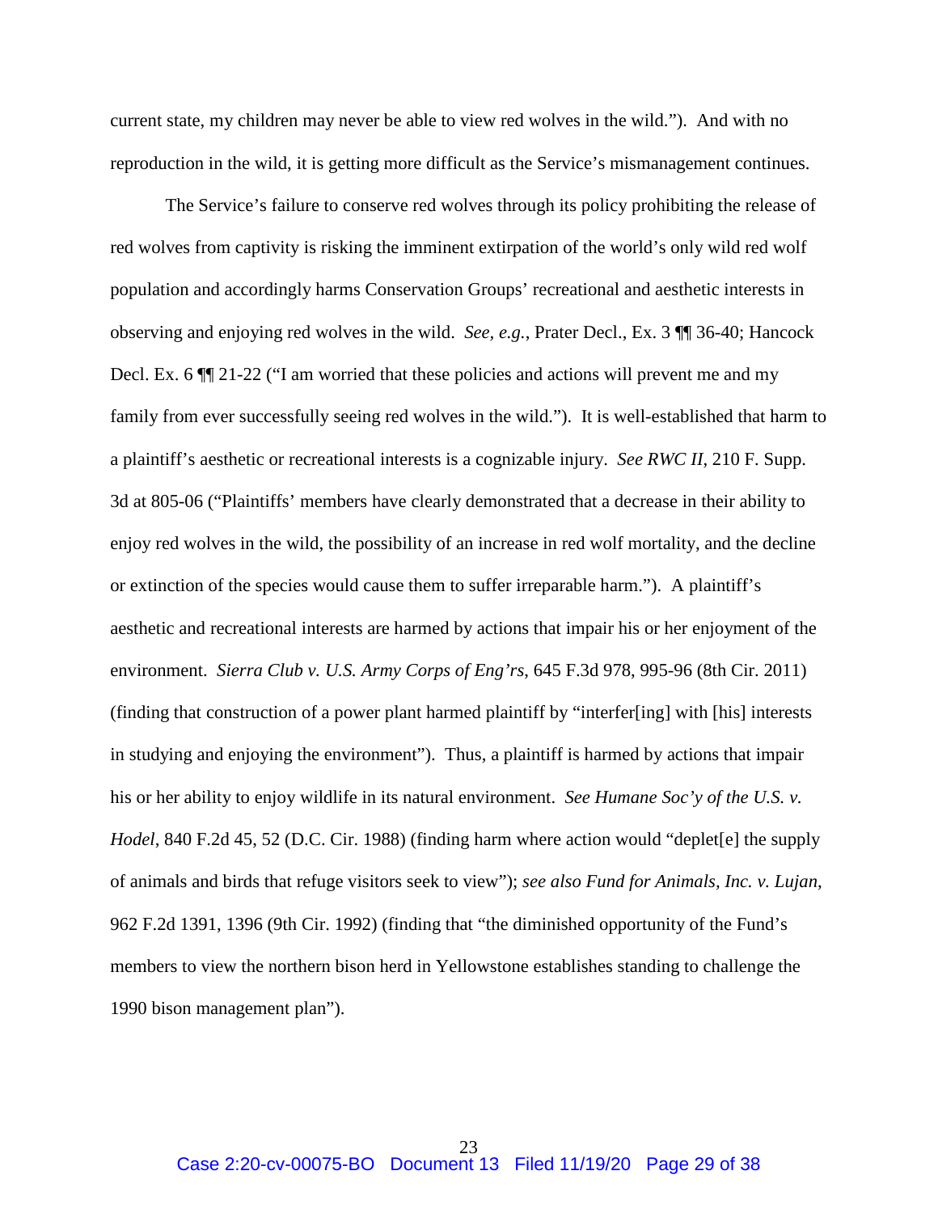current state, my children may never be able to view red wolves in the wild."). And with no reproduction in the wild, it is getting more difficult as the Service's mismanagement continues.

The Service's failure to conserve red wolves through its policy prohibiting the release of red wolves from captivity is risking the imminent extirpation of the world's only wild red wolf population and accordingly harms Conservation Groups' recreational and aesthetic interests in observing and enjoying red wolves in the wild. *See, e.g.*, Prater Decl., Ex. 3 ¶¶ 36-40; Hancock Decl. Ex. 6 ¶¶ 21-22 ("I am worried that these policies and actions will prevent me and my family from ever successfully seeing red wolves in the wild."). It is well-established that harm to a plaintiff's aesthetic or recreational interests is a cognizable injury. *See RWC II*, 210 F. Supp. 3d at 805-06 ("Plaintiffs' members have clearly demonstrated that a decrease in their ability to enjoy red wolves in the wild, the possibility of an increase in red wolf mortality, and the decline or extinction of the species would cause them to suffer irreparable harm."). A plaintiff's aesthetic and recreational interests are harmed by actions that impair his or her enjoyment of the environment. *Sierra Club v. U.S. Army Corps of Eng'rs*, 645 F.3d 978, 995-96 (8th Cir. 2011) (finding that construction of a power plant harmed plaintiff by "interfer[ing] with [his] interests in studying and enjoying the environment"). Thus, a plaintiff is harmed by actions that impair his or her ability to enjoy wildlife in its natural environment. *See Humane Soc'y of the U.S. v. Hodel*, 840 F.2d 45, 52 (D.C. Cir. 1988) (finding harm where action would "deplet[e] the supply of animals and birds that refuge visitors seek to view"); *see also Fund for Animals, Inc. v. Lujan*, 962 F.2d 1391, 1396 (9th Cir. 1992) (finding that "the diminished opportunity of the Fund's members to view the northern bison herd in Yellowstone establishes standing to challenge the 1990 bison management plan").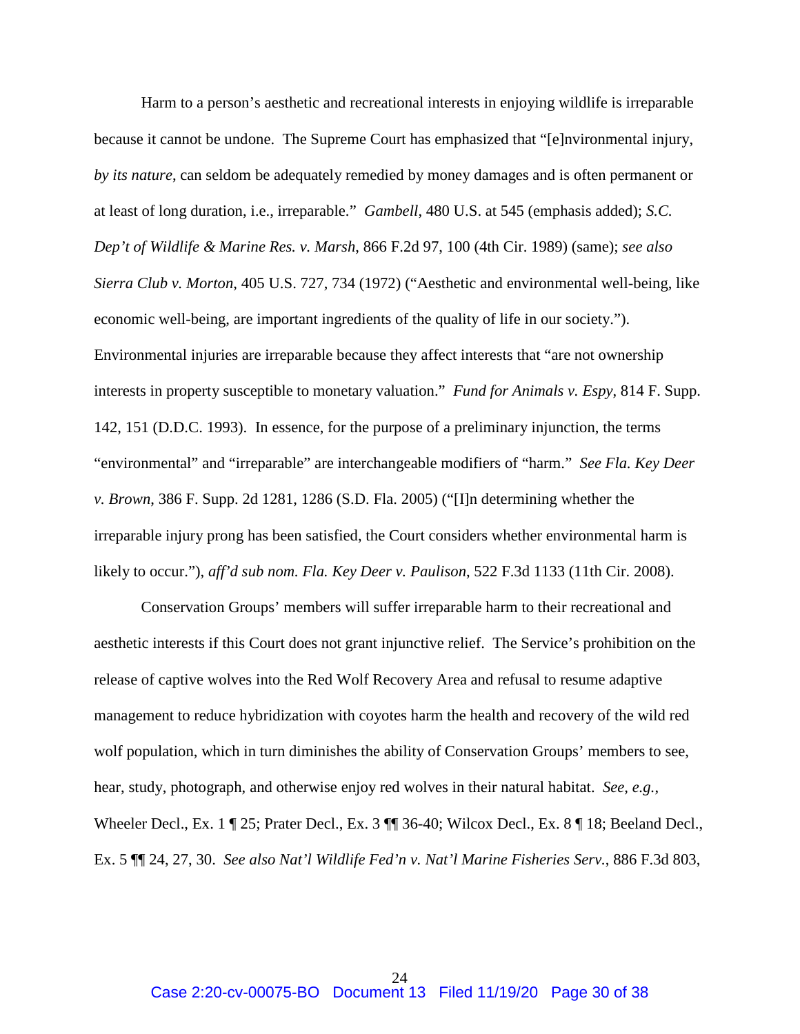Harm to a person's aesthetic and recreational interests in enjoying wildlife is irreparable because it cannot be undone. The Supreme Court has emphasized that "[e]nvironmental injury, *by its nature*, can seldom be adequately remedied by money damages and is often permanent or at least of long duration, i.e., irreparable." *Gambell*, 480 U.S. at 545 (emphasis added); *S.C. Dep't of Wildlife & Marine Res. v. Marsh*, 866 F.2d 97, 100 (4th Cir. 1989) (same); *see also Sierra Club v. Morton*, 405 U.S. 727, 734 (1972) ("Aesthetic and environmental well-being, like economic well-being, are important ingredients of the quality of life in our society."). Environmental injuries are irreparable because they affect interests that "are not ownership interests in property susceptible to monetary valuation." *Fund for Animals v. Espy*, 814 F. Supp. 142, 151 (D.D.C. 1993). In essence, for the purpose of a preliminary injunction, the terms "environmental" and "irreparable" are interchangeable modifiers of "harm." *See Fla. Key Deer v. Brown*, 386 F. Supp. 2d 1281, 1286 (S.D. Fla. 2005) ("[I]n determining whether the irreparable injury prong has been satisfied, the Court considers whether environmental harm is likely to occur."), *aff'd sub nom. Fla. Key Deer v. Paulison*, 522 F.3d 1133 (11th Cir. 2008).

Conservation Groups' members will suffer irreparable harm to their recreational and aesthetic interests if this Court does not grant injunctive relief. The Service's prohibition on the release of captive wolves into the Red Wolf Recovery Area and refusal to resume adaptive management to reduce hybridization with coyotes harm the health and recovery of the wild red wolf population, which in turn diminishes the ability of Conservation Groups' members to see, hear, study, photograph, and otherwise enjoy red wolves in their natural habitat. *See, e.g.*, Wheeler Decl., Ex. 1 ¶ 25; Prater Decl., Ex. 3 ¶¶ 36-40; Wilcox Decl., Ex. 8 ¶ 18; Beeland Decl., Ex. 5 ¶¶ 24, 27, 30. *See also Nat'l Wildlife Fed'n v. Nat'l Marine Fisheries Serv.*, 886 F.3d 803,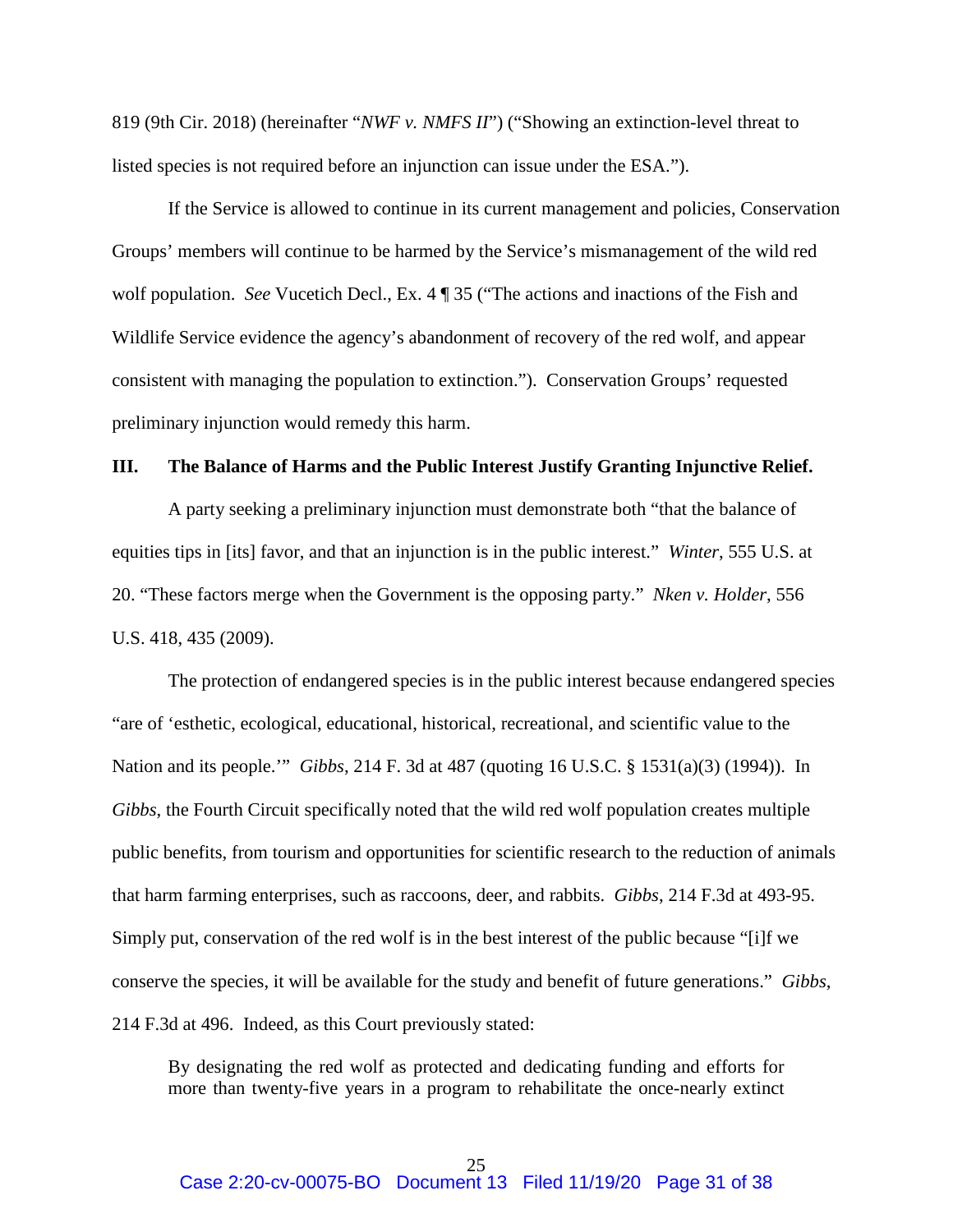819 (9th Cir. 2018) (hereinafter "*NWF v. NMFS II*") ("Showing an extinction-level threat to listed species is not required before an injunction can issue under the ESA.").

If the Service is allowed to continue in its current management and policies, Conservation Groups' members will continue to be harmed by the Service's mismanagement of the wild red wolf population. *See* Vucetich Decl., Ex. 4 ¶ 35 ("The actions and inactions of the Fish and Wildlife Service evidence the agency's abandonment of recovery of the red wolf, and appear consistent with managing the population to extinction."). Conservation Groups' requested preliminary injunction would remedy this harm.

## III. The Balance of Harms and the Public Interest Justify Granting Injunctive Relief.

A party seeking a preliminary injunction must demonstrate both "that the balance of equities tips in [its] favor, and that an injunction is in the public interest." *Winter*, 555 U.S. at 20. "These factors merge when the Government is the opposing party." *Nken v. Holder*, 556 U.S. 418, 435 (2009).

The protection of endangered species is in the public interest because endangered species "are of 'esthetic, ecological, educational, historical, recreational, and scientific value to the Nation and its people.'" *Gibbs*, 214 F. 3d at 487 (quoting 16 U.S.C. § 1531(a)(3) (1994)). In *Gibbs*, the Fourth Circuit specifically noted that the wild red wolf population creates multiple public benefits, from tourism and opportunities for scientific research to the reduction of animals that harm farming enterprises, such as raccoons, deer, and rabbits. *Gibbs*, 214 F.3d at 493-95. Simply put, conservation of the red wolf is in the best interest of the public because "[i]f we conserve the species, it will be available for the study and benefit of future generations." *Gibbs*, 214 F.3d at 496. Indeed, as this Court previously stated:

> By designating the red wolf as protected and dedicating funding and efforts for more than twenty-five years in a program to rehabilitate the once-nearly extinct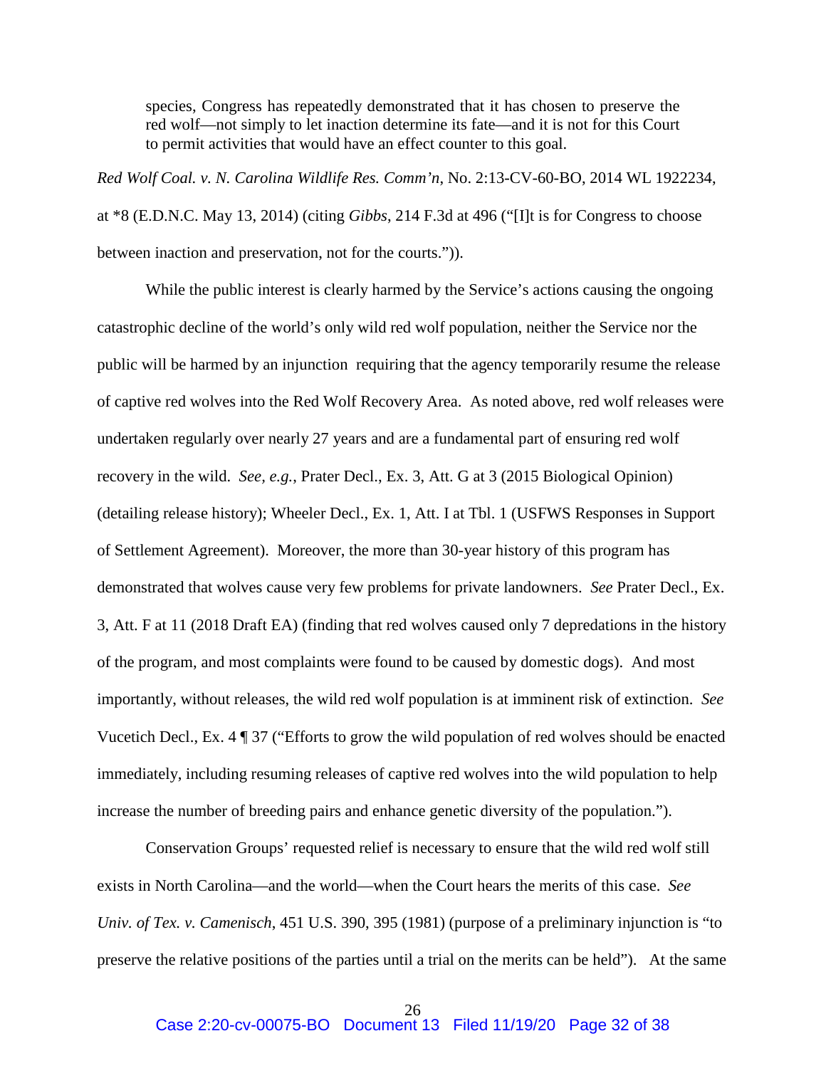> species, Congress has repeatedly demonstrated that it has chosen to preserve the red wolf—not simply to let inaction determine its fate—and it is not for this Court to permit activities that would have an effect counter to this goal.

*Red Wolf Coal. v. N. Carolina Wildlife Res. Comm'n*, No. 2:13-CV-60-BO, 2014 WL 1922234, at *8 (E.D.N.C. May 13, 2014) (citing *Gibbs*, 214 F.3d at 496 ("[I]t is for Congress to choose between inaction and preservation, not for the courts.")).

While the public interest is clearly harmed by the Service's actions causing the ongoing catastrophic decline of the world's only wild red wolf population, neither the Service nor the public will be harmed by an injunction requiring that the agency temporarily resume the release of captive red wolves into the Red Wolf Recovery Area. As noted above, red wolf releases were undertaken regularly over nearly 27 years and are a fundamental part of ensuring red wolf recovery in the wild. *See, e.g.*, Prater Decl., Ex. 3, Att. G at 3 (2015 Biological Opinion) (detailing release history); Wheeler Decl., Ex. 1, Att. I at Tbl. 1 (USFWS Responses in Support of Settlement Agreement). Moreover, the more than 30-year history of this program has demonstrated that wolves cause very few problems for private landowners. *See* Prater Decl., Ex. 3, Att. F at 11 (2018 Draft EA) (finding that red wolves caused only 7 depredations in the history of the program, and most complaints were found to be caused by domestic dogs). And most importantly, without releases, the wild red wolf population is at imminent risk of extinction. *See* Vucetich Decl., Ex. 4 ¶ 37 ("Efforts to grow the wild population of red wolves should be enacted immediately, including resuming releases of captive red wolves into the wild population to help increase the number of breeding pairs and enhance genetic diversity of the population.").

Conservation Groups' requested relief is necessary to ensure that the wild red wolf still exists in North Carolina—and the world—when the Court hears the merits of this case. *See Univ. of Tex. v. Camenisch*, 451 U.S. 390, 395 (1981) (purpose of a preliminary injunction is "to preserve the relative positions of the parties until a trial on the merits can be held"). At the same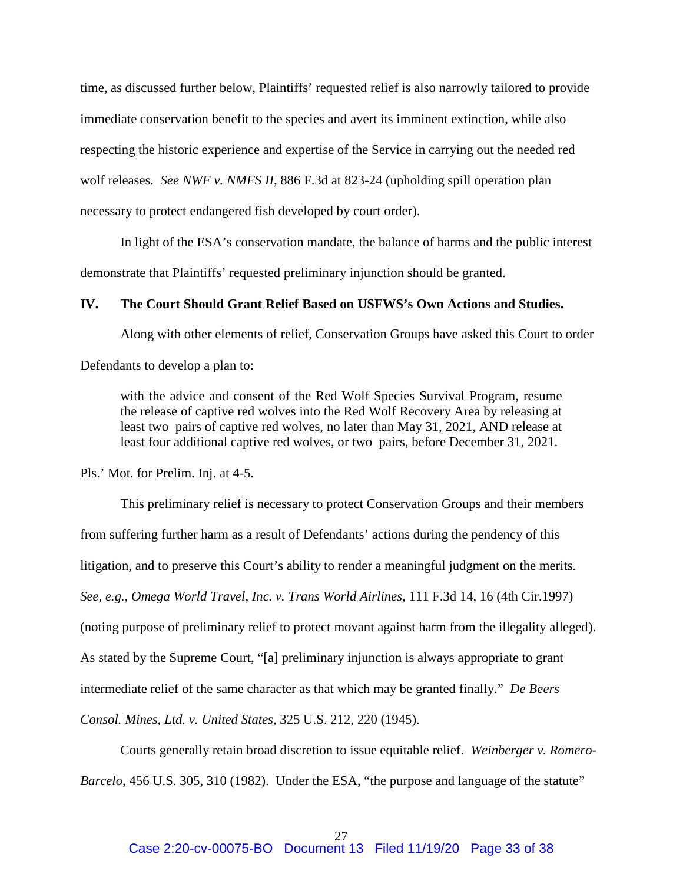time, as discussed further below, Plaintiffs' requested relief is also narrowly tailored to provide immediate conservation benefit to the species and avert its imminent extinction, while also respecting the historic experience and expertise of the Service in carrying out the needed red wolf releases. *See NWF v. NMFS II*, 886 F.3d at 823-24 (upholding spill operation plan necessary to protect endangered fish developed by court order).

In light of the ESA's conservation mandate, the balance of harms and the public interest demonstrate that Plaintiffs' requested preliminary injunction should be granted.

## IV. The Court Should Grant Relief Based on USFWS's Own Actions and Studies.

Along with other elements of relief, Conservation Groups have asked this Court to order Defendants to develop a plan to:

> with the advice and consent of the Red Wolf Species Survival Program, resume the release of captive red wolves into the Red Wolf Recovery Area by releasing at least two pairs of captive red wolves, no later than May 31, 2021, AND release at least four additional captive red wolves, or two pairs, before December 31, 2021.

Pls.' Mot. for Prelim. Inj. at 4-5.

This preliminary relief is necessary to protect Conservation Groups and their members from suffering further harm as a result of Defendants' actions during the pendency of this litigation, and to preserve this Court's ability to render a meaningful judgment on the merits. *See, e.g.*, *Omega World Travel, Inc. v. Trans World Airlines*, 111 F.3d 14, 16 (4th Cir.1997) (noting purpose of preliminary relief to protect movant against harm from the illegality alleged). As stated by the Supreme Court, "[a] preliminary injunction is always appropriate to grant intermediate relief of the same character as that which may be granted finally." *De Beers Consol. Mines, Ltd. v. United States*, 325 U.S. 212, 220 (1945).

Courts generally retain broad discretion to issue equitable relief. *Weinberger v. Romero-Barcelo*, 456 U.S. 305, 310 (1982). Under the ESA, "the purpose and language of the statute"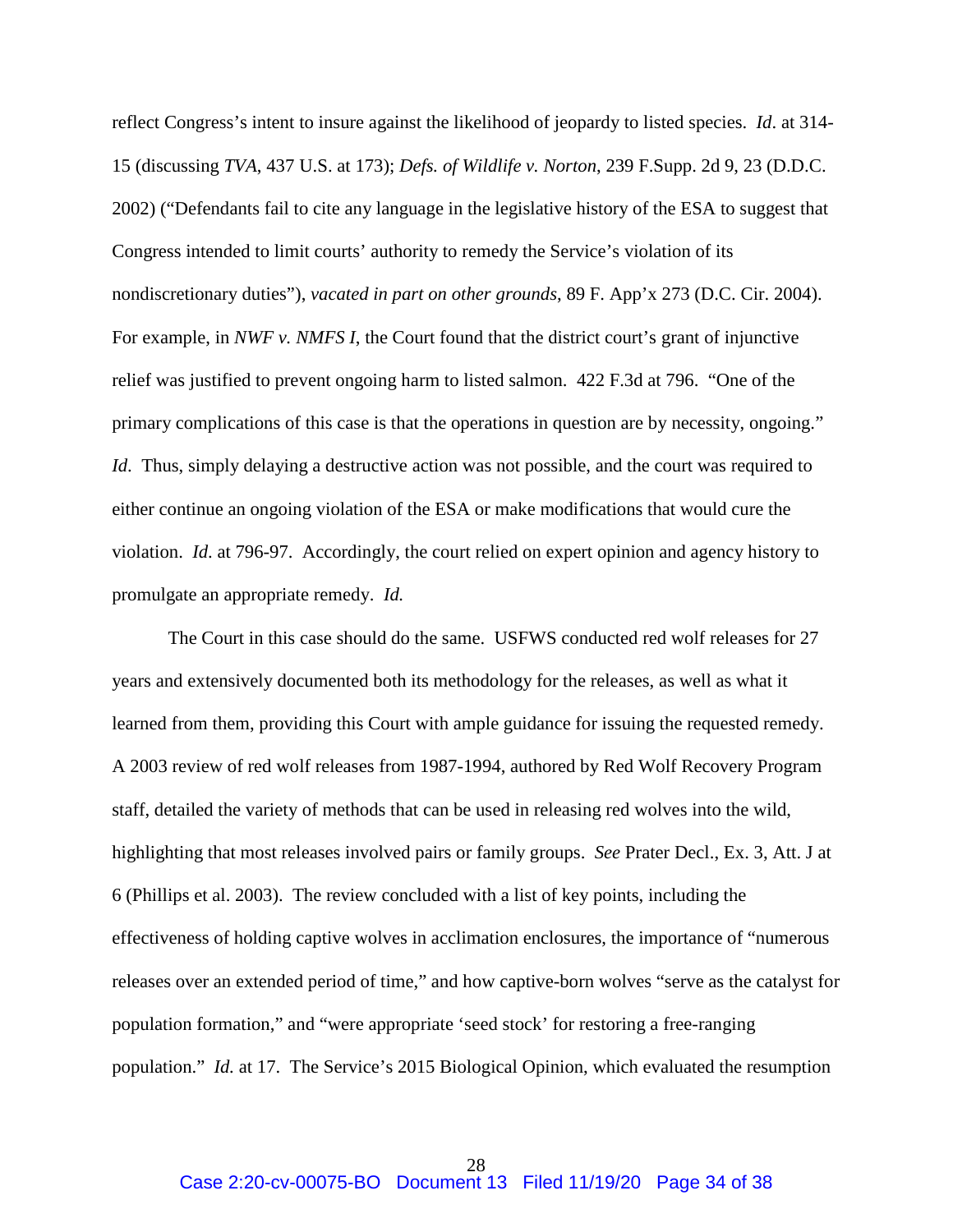reflect Congress's intent to insure against the likelihood of jeopardy to listed species. *Id*. at 314-15 (discussing *TVA*, 437 U.S. at 173); *Defs. of Wildlife v. Norton*, 239 F.Supp. 2d 9, 23 (D.D.C. 2002) ("Defendants fail to cite any language in the legislative history of the ESA to suggest that Congress intended to limit courts' authority to remedy the Service's violation of its nondiscretionary duties"), *vacated in part on other grounds*, 89 F. App'x 273 (D.C. Cir. 2004). For example, in *NWF v. NMFS I*, the Court found that the district court's grant of injunctive relief was justified to prevent ongoing harm to listed salmon. 422 F.3d at 796. "One of the primary complications of this case is that the operations in question are by necessity, ongoing." *Id.* Thus, simply delaying a destructive action was not possible, and the court was required to either continue an ongoing violation of the ESA or make modifications that would cure the violation. *Id*. at 796-97. Accordingly, the court relied on expert opinion and agency history to promulgate an appropriate remedy. *Id.*

The Court in this case should do the same. USFWS conducted red wolf releases for 27 years and extensively documented both its methodology for the releases, as well as what it learned from them, providing this Court with ample guidance for issuing the requested remedy. A 2003 review of red wolf releases from 1987-1994, authored by Red Wolf Recovery Program staff, detailed the variety of methods that can be used in releasing red wolves into the wild, highlighting that most releases involved pairs or family groups. *See* Prater Decl., Ex. 3, Att. J at 6 (Phillips et al. 2003). The review concluded with a list of key points, including the effectiveness of holding captive wolves in acclimation enclosures, the importance of "numerous releases over an extended period of time," and how captive-born wolves "serve as the catalyst for population formation," and "were appropriate 'seed stock' for restoring a free-ranging population." *Id.* at 17. The Service's 2015 Biological Opinion, which evaluated the resumption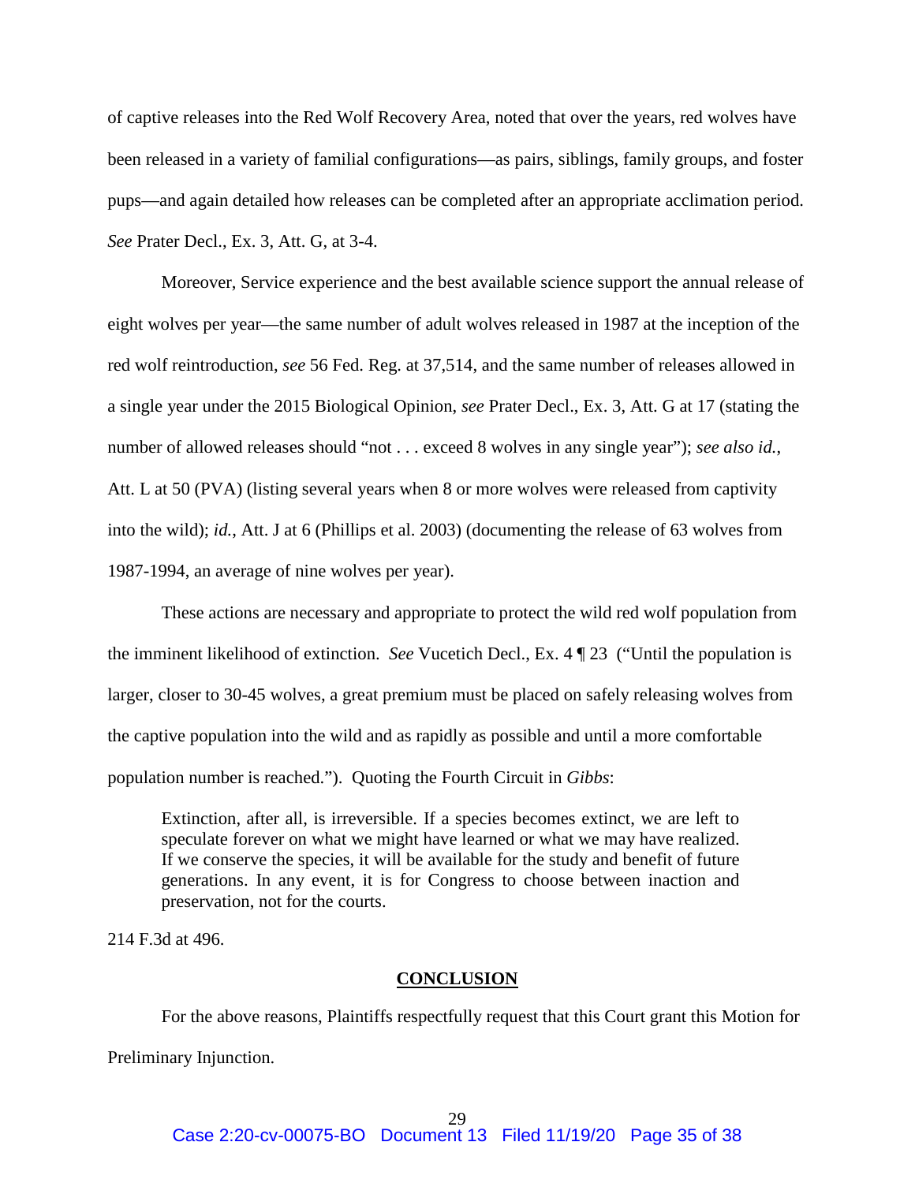of captive releases into the Red Wolf Recovery Area, noted that over the years, red wolves have been released in a variety of familial configurations—as pairs, siblings, family groups, and foster pups—and again detailed how releases can be completed after an appropriate acclimation period. *See* Prater Decl., Ex. 3, Att. G, at 3-4.

Moreover, Service experience and the best available science support the annual release of eight wolves per year—the same number of adult wolves released in 1987 at the inception of the red wolf reintroduction, *see* 56 Fed. Reg. at 37,514, and the same number of releases allowed in a single year under the 2015 Biological Opinion, *see* Prater Decl., Ex. 3, Att. G at 17 (stating the number of allowed releases should "not . . . exceed 8 wolves in any single year"); *see also id.*, Att. L at 50 (PVA) (listing several years when 8 or more wolves were released from captivity into the wild); *id.*, Att. J at 6 (Phillips et al. 2003) (documenting the release of 63 wolves from 1987-1994, an average of nine wolves per year).

These actions are necessary and appropriate to protect the wild red wolf population from the imminent likelihood of extinction. *See* Vucetich Decl., Ex. 4 ¶ 23 ("Until the population is larger, closer to 30-45 wolves, a great premium must be placed on safely releasing wolves from the captive population into the wild and as rapidly as possible and until a more comfortable population number is reached."). Quoting the Fourth Circuit in *Gibbs*:

> Extinction, after all, is irreversible. If a species becomes extinct, we are left to speculate forever on what we might have learned or what we may have realized. If we conserve the species, it will be available for the study and benefit of future generations. In any event, it is for Congress to choose between inaction and preservation, not for the courts.

214 F.3d at 496.

## CONCLUSION

For the above reasons, Plaintiffs respectfully request that this Court grant this Motion for Preliminary Injunction.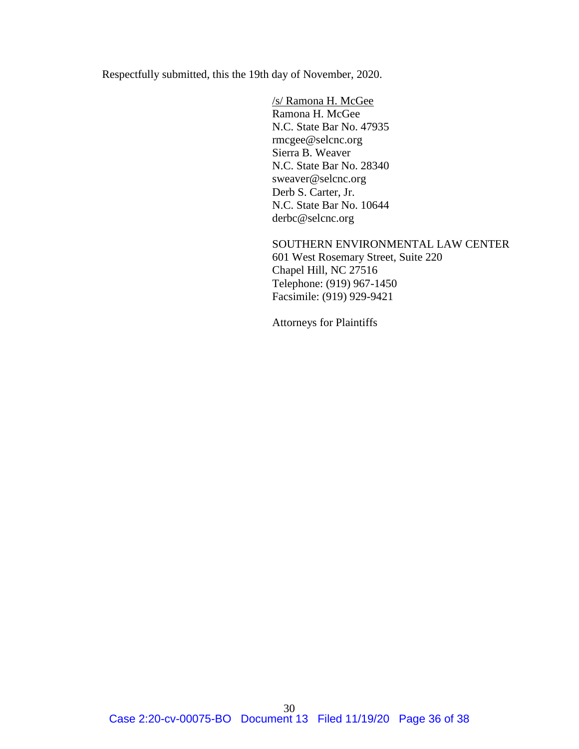Respectfully submitted, this the 19th day of November, 2020.

/s/ Ramona H. McGee
Ramona H. McGee
N.C. State Bar No. 47935
rmcgee@selcnc.org
Sierra B. Weaver
N.C. State Bar No. 28340
sweaver@selcnc.org
Derb S. Carter, Jr.
N.C. State Bar No. 10644
derbc@selcnc.org

SOUTHERN ENVIRONMENTAL LAW CENTER
601 West Rosemary Street, Suite 220
Chapel Hill, NC 27516
Telephone: (919) 967-1450
Facsimile: (919) 929-9421

Attorneys for Plaintiffs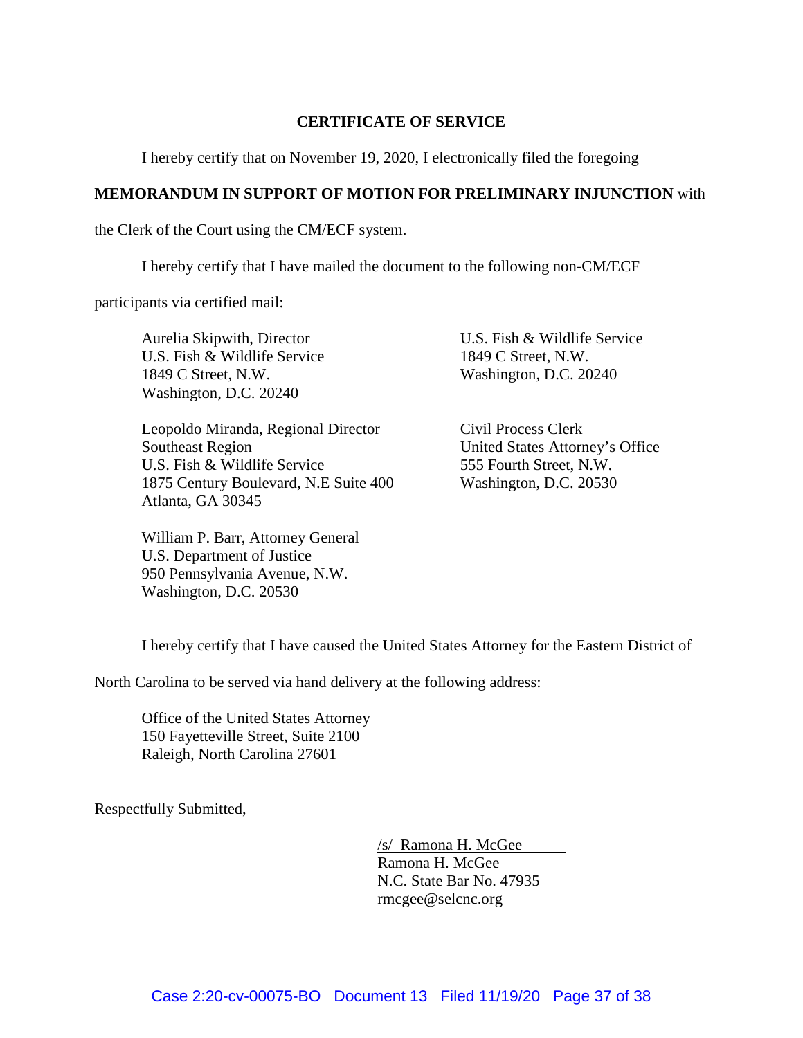**CERTIFICATE OF SERVICE**

I hereby certify that on November 19, 2020, I electronically filed the foregoing **MEMORANDUM IN SUPPORT OF MOTION FOR PRELIMINARY INJUNCTION** with the Clerk of the Court using the CM/ECF system.

I hereby certify that I have mailed the document to the following non-CM/ECF participants via certified mail:

Aurelia Skipwith, Director
U.S. Fish & Wildlife Service
1849 C Street, N.W.
Washington, D.C. 20240

U.S. Fish & Wildlife Service
1849 C Street, N.W.
Washington, D.C. 20240

Leopoldo Miranda, Regional Director
Southeast Region
U.S. Fish & Wildlife Service
1875 Century Boulevard, N.E Suite 400
Atlanta, GA 30345

Civil Process Clerk
United States Attorney's Office
555 Fourth Street, N.W.
Washington, D.C. 20530

William P. Barr, Attorney General
U.S. Department of Justice
950 Pennsylvania Avenue, N.W.
Washington, D.C. 20530

I hereby certify that I have caused the United States Attorney for the Eastern District of North Carolina to be served via hand delivery at the following address:

Office of the United States Attorney
150 Fayetteville Street, Suite 2100
Raleigh, North Carolina 27601

Respectfully Submitted,

/s/ Ramona H. McGee
Ramona H. McGee
N.C. State Bar No. 47935
rmcgee@selcnc.org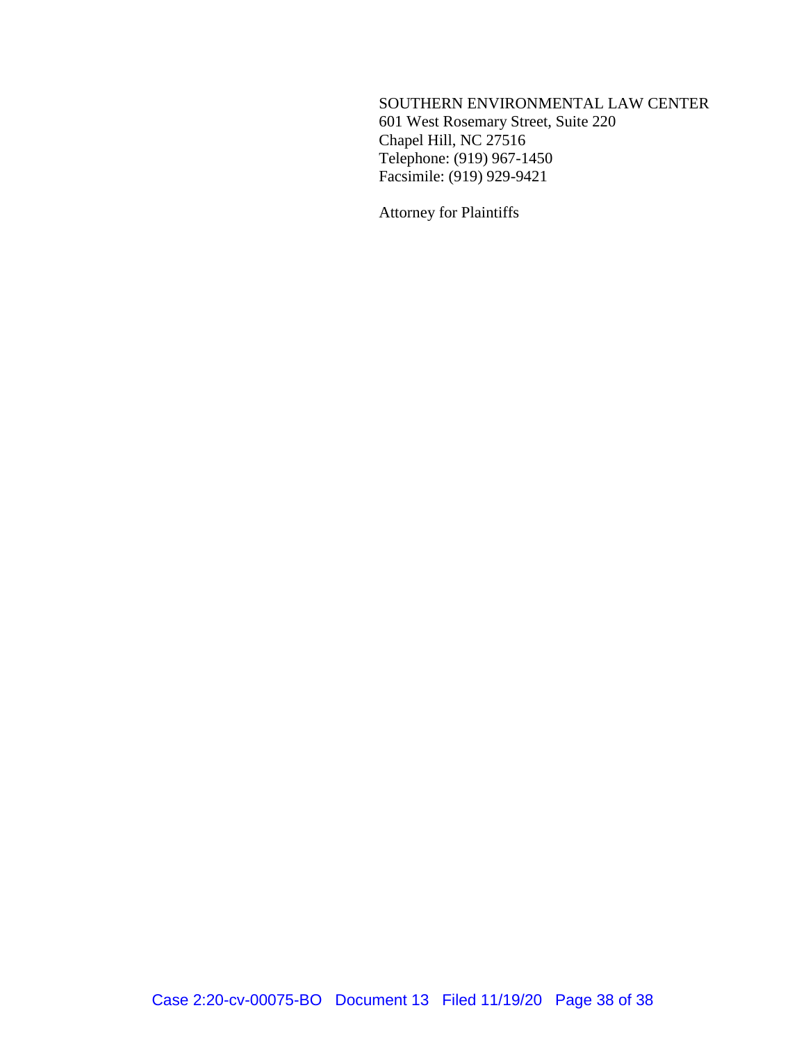SOUTHERN ENVIRONMENTAL LAW CENTER
601 West Rosemary Street, Suite 220
Chapel Hill, NC 27516
Telephone: (919) 967-1450
Facsimile: (919) 929-9421

Attorney for Plaintiffs